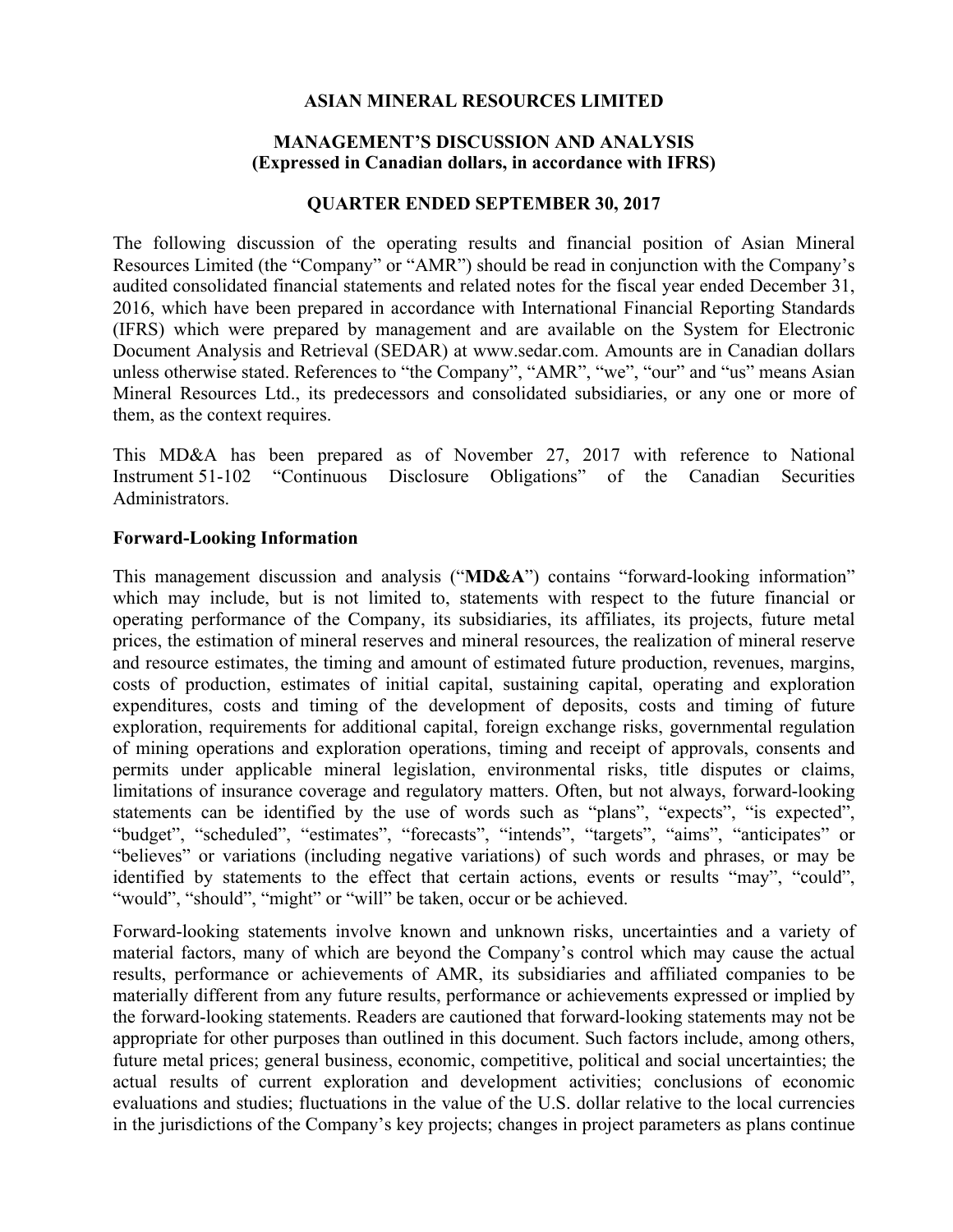# ASIAN MINERAL RESOURCES LIMITED

## MANAGEMENT'S DISCUSSION AND ANALYSIS
**(Expressed in Canadian dollars, in accordance with IFRS)**

## QUARTER ENDED SEPTEMBER 30, 2017

The following discussion of the operating results and financial position of Asian Mineral Resources Limited (the "Company" or "AMR") should be read in conjunction with the Company's audited consolidated financial statements and related notes for the fiscal year ended December 31, 2016, which have been prepared in accordance with International Financial Reporting Standards (IFRS) which were prepared by management and are available on the System for Electronic Document Analysis and Retrieval (SEDAR) at www.sedar.com. Amounts are in Canadian dollars unless otherwise stated. References to "the Company", "AMR", "we", "our" and "us" means Asian Mineral Resources Ltd., its predecessors and consolidated subsidiaries, or any one or more of them, as the context requires.

This MD&A has been prepared as of November 27, 2017 with reference to National Instrument 51-102 "Continuous Disclosure Obligations" of the Canadian Securities Administrators.

### Forward-Looking Information

This management discussion and analysis ("**MD&A**") contains "forward-looking information" which may include, but is not limited to, statements with respect to the future financial or operating performance of the Company, its subsidiaries, its affiliates, its projects, future metal prices, the estimation of mineral reserves and mineral resources, the realization of mineral reserve and resource estimates, the timing and amount of estimated future production, revenues, margins, costs of production, estimates of initial capital, sustaining capital, operating and exploration expenditures, costs and timing of the development of deposits, costs and timing of future exploration, requirements for additional capital, foreign exchange risks, governmental regulation of mining operations and exploration operations, timing and receipt of approvals, consents and permits under applicable mineral legislation, environmental risks, title disputes or claims, limitations of insurance coverage and regulatory matters. Often, but not always, forward-looking statements can be identified by the use of words such as "plans", "expects", "is expected", "budget", "scheduled", "estimates", "forecasts", "intends", "targets", "aims", "anticipates" or "believes" or variations (including negative variations) of such words and phrases, or may be identified by statements to the effect that certain actions, events or results "may", "could", "would", "should", "might" or "will" be taken, occur or be achieved.

Forward-looking statements involve known and unknown risks, uncertainties and a variety of material factors, many of which are beyond the Company's control which may cause the actual results, performance or achievements of AMR, its subsidiaries and affiliated companies to be materially different from any future results, performance or achievements expressed or implied by the forward-looking statements. Readers are cautioned that forward-looking statements may not be appropriate for other purposes than outlined in this document. Such factors include, among others, future metal prices; general business, economic, competitive, political and social uncertainties; the actual results of current exploration and development activities; conclusions of economic evaluations and studies; fluctuations in the value of the U.S. dollar relative to the local currencies in the jurisdictions of the Company's key projects; changes in project parameters as plans continue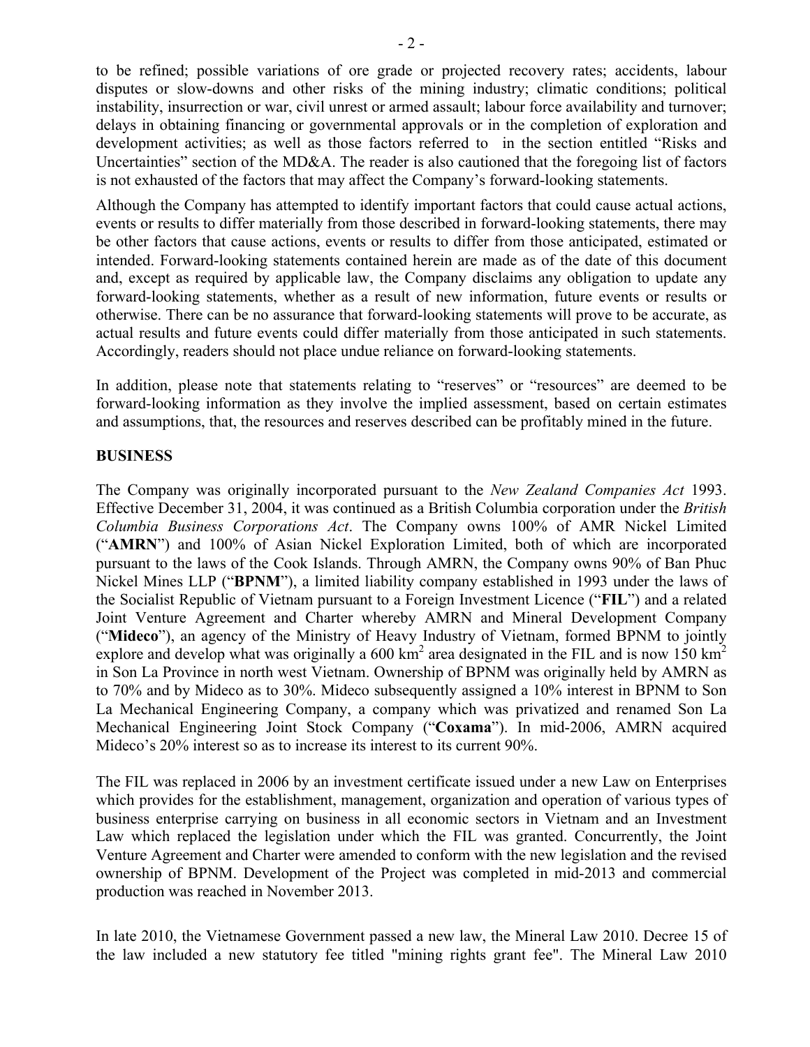to be refined; possible variations of ore grade or projected recovery rates; accidents, labour disputes or slow-downs and other risks of the mining industry; climatic conditions; political instability, insurrection or war, civil unrest or armed assault; labour force availability and turnover; delays in obtaining financing or governmental approvals or in the completion of exploration and development activities; as well as those factors referred to in the section entitled "Risks and Uncertainties" section of the MD&A. The reader is also cautioned that the foregoing list of factors is not exhausted of the factors that may affect the Company's forward-looking statements.

Although the Company has attempted to identify important factors that could cause actual actions, events or results to differ materially from those described in forward-looking statements, there may be other factors that cause actions, events or results to differ from those anticipated, estimated or intended. Forward-looking statements contained herein are made as of the date of this document and, except as required by applicable law, the Company disclaims any obligation to update any forward-looking statements, whether as a result of new information, future events or results or otherwise. There can be no assurance that forward-looking statements will prove to be accurate, as actual results and future events could differ materially from those anticipated in such statements. Accordingly, readers should not place undue reliance on forward-looking statements.

In addition, please note that statements relating to "reserves" or "resources" are deemed to be forward-looking information as they involve the implied assessment, based on certain estimates and assumptions, that, the resources and reserves described can be profitably mined in the future.

**BUSINESS**

The Company was originally incorporated pursuant to the *New Zealand Companies Act* 1993. Effective December 31, 2004, it was continued as a British Columbia corporation under the *British Columbia Business Corporations Act*. The Company owns 100% of AMR Nickel Limited ("**AMRN**") and 100% of Asian Nickel Exploration Limited, both of which are incorporated pursuant to the laws of the Cook Islands. Through AMRN, the Company owns 90% of Ban Phuc Nickel Mines LLP ("**BPNM**"), a limited liability company established in 1993 under the laws of the Socialist Republic of Vietnam pursuant to a Foreign Investment Licence ("**FIL**") and a related Joint Venture Agreement and Charter whereby AMRN and Mineral Development Company ("**Mideco**"), an agency of the Ministry of Heavy Industry of Vietnam, formed BPNM to jointly explore and develop what was originally a 600 km$^2$ area designated in the FIL and is now 150 km$^2$ in Son La Province in north west Vietnam. Ownership of BPNM was originally held by AMRN as to 70% and by Mideco as to 30%. Mideco subsequently assigned a 10% interest in BPNM to Son La Mechanical Engineering Company, a company which was privatized and renamed Son La Mechanical Engineering Joint Stock Company ("**Coxama**"). In mid-2006, AMRN acquired Mideco's 20% interest so as to increase its interest to its current 90%.

The FIL was replaced in 2006 by an investment certificate issued under a new Law on Enterprises which provides for the establishment, management, organization and operation of various types of business enterprise carrying on business in all economic sectors in Vietnam and an Investment Law which replaced the legislation under which the FIL was granted. Concurrently, the Joint Venture Agreement and Charter were amended to conform with the new legislation and the revised ownership of BPNM. Development of the Project was completed in mid-2013 and commercial production was reached in November 2013.

In late 2010, the Vietnamese Government passed a new law, the Mineral Law 2010. Decree 15 of the law included a new statutory fee titled "mining rights grant fee". The Mineral Law 2010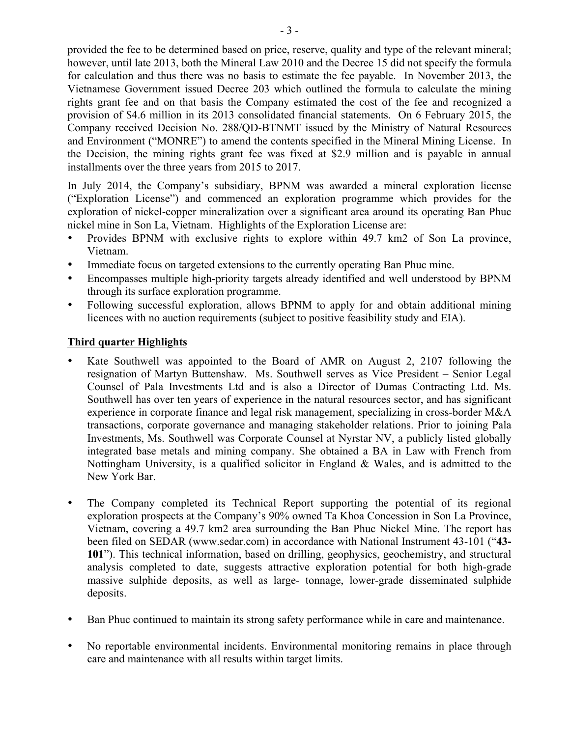provided the fee to be determined based on price, reserve, quality and type of the relevant mineral; however, until late 2013, both the Mineral Law 2010 and the Decree 15 did not specify the formula for calculation and thus there was no basis to estimate the fee payable. In November 2013, the Vietnamese Government issued Decree 203 which outlined the formula to calculate the mining rights grant fee and on that basis the Company estimated the cost of the fee and recognized a provision of $4.6 million in its 2013 consolidated financial statements. On 6 February 2015, the Company received Decision No. 288/QD-BTNMT issued by the Ministry of Natural Resources and Environment ("MONRE") to amend the contents specified in the Mineral Mining License. In the Decision, the mining rights grant fee was fixed at $2.9 million and is payable in annual installments over the three years from 2015 to 2017.

In July 2014, the Company's subsidiary, BPNM was awarded a mineral exploration license ("Exploration License") and commenced an exploration programme which provides for the exploration of nickel-copper mineralization over a significant area around its operating Ban Phuc nickel mine in Son La, Vietnam. Highlights of the Exploration License are:

- Provides BPNM with exclusive rights to explore within 49.7 km2 of Son La province, Vietnam.
- Immediate focus on targeted extensions to the currently operating Ban Phuc mine.
- Encompasses multiple high-priority targets already identified and well understood by BPNM through its surface exploration programme.
- Following successful exploration, allows BPNM to apply for and obtain additional mining licences with no auction requirements (subject to positive feasibility study and EIA).

## Third quarter Highlights

- Kate Southwell was appointed to the Board of AMR on August 2, 2107 following the resignation of Martyn Buttenshaw. Ms. Southwell serves as Vice President – Senior Legal Counsel of Pala Investments Ltd and is also a Director of Dumas Contracting Ltd. Ms. Southwell has over ten years of experience in the natural resources sector, and has significant experience in corporate finance and legal risk management, specializing in cross-border M&A transactions, corporate governance and managing stakeholder relations. Prior to joining Pala Investments, Ms. Southwell was Corporate Counsel at Nyrstar NV, a publicly listed globally integrated base metals and mining company. She obtained a BA in Law with French from Nottingham University, is a qualified solicitor in England & Wales, and is admitted to the New York Bar.

- The Company completed its Technical Report supporting the potential of its regional exploration prospects at the Company's 90% owned Ta Khoa Concession in Son La Province, Vietnam, covering a 49.7 km2 area surrounding the Ban Phuc Nickel Mine. The report has been filed on SEDAR (www.sedar.com) in accordance with National Instrument 43-101 ("**43-101**"). This technical information, based on drilling, geophysics, geochemistry, and structural analysis completed to date, suggests attractive exploration potential for both high-grade massive sulphide deposits, as well as large- tonnage, lower-grade disseminated sulphide deposits.

- Ban Phuc continued to maintain its strong safety performance while in care and maintenance.

- No reportable environmental incidents. Environmental monitoring remains in place through care and maintenance with all results within target limits.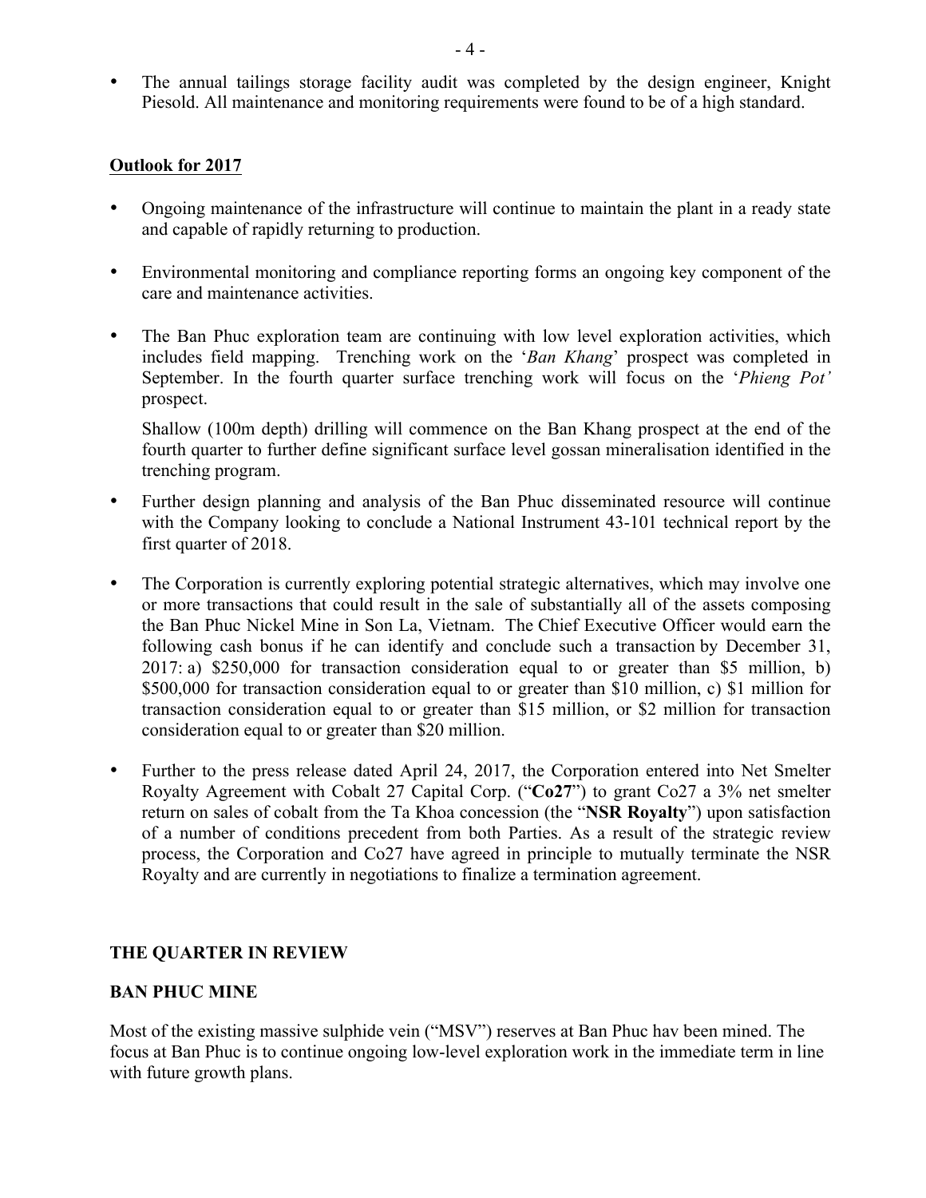- The annual tailings storage facility audit was completed by the design engineer, Knight Piesold. All maintenance and monitoring requirements were found to be of a high standard.

## **Outlook for 2017**

- Ongoing maintenance of the infrastructure will continue to maintain the plant in a ready state and capable of rapidly returning to production.
- Environmental monitoring and compliance reporting forms an ongoing key component of the care and maintenance activities.
- The Ban Phuc exploration team are continuing with low level exploration activities, which includes field mapping. Trenching work on the '*Ban Khang*' prospect was completed in September. In the fourth quarter surface trenching work will focus on the '*Phieng Pot'* prospect.

  Shallow (100m depth) drilling will commence on the Ban Khang prospect at the end of the fourth quarter to further define significant surface level gossan mineralisation identified in the trenching program.

- Further design planning and analysis of the Ban Phuc disseminated resource will continue with the Company looking to conclude a National Instrument 43-101 technical report by the first quarter of 2018.
- The Corporation is currently exploring potential strategic alternatives, which may involve one or more transactions that could result in the sale of substantially all of the assets composing the Ban Phuc Nickel Mine in Son La, Vietnam. The Chief Executive Officer would earn the following cash bonus if he can identify and conclude such a transaction by December 31, 2017: a) $250,000 for transaction consideration equal to or greater than $5 million, b) $500,000 for transaction consideration equal to or greater than $10 million, c) $1 million for transaction consideration equal to or greater than $15 million, or $2 million for transaction consideration equal to or greater than $20 million.
- Further to the press release dated April 24, 2017, the Corporation entered into Net Smelter Royalty Agreement with Cobalt 27 Capital Corp. ("**Co27**") to grant Co27 a 3% net smelter return on sales of cobalt from the Ta Khoa concession (the "**NSR Royalty**") upon satisfaction of a number of conditions precedent from both Parties. As a result of the strategic review process, the Corporation and Co27 have agreed in principle to mutually terminate the NSR Royalty and are currently in negotiations to finalize a termination agreement.

## **THE QUARTER IN REVIEW**

### **BAN PHUC MINE**

Most of the existing massive sulphide vein ("MSV") reserves at Ban Phuc hav been mined. The focus at Ban Phuc is to continue ongoing low-level exploration work in the immediate term in line with future growth plans.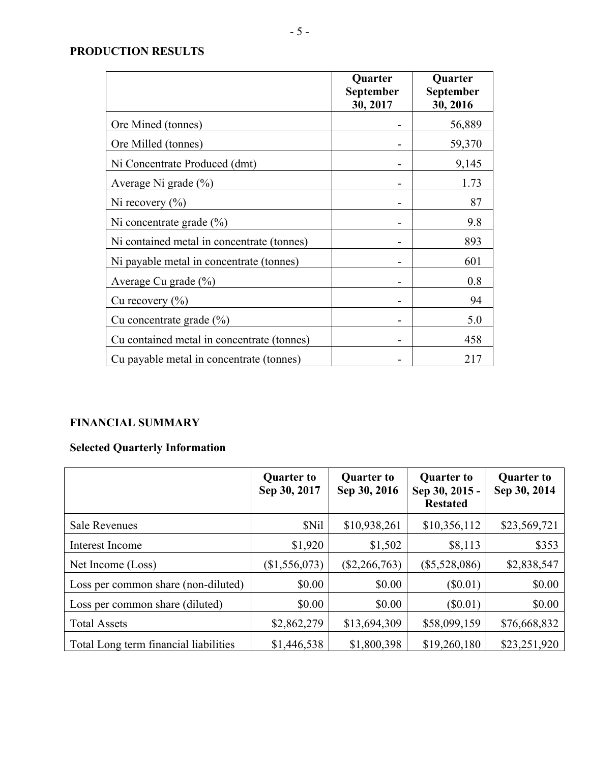## PRODUCTION RESULTS

| | Quarter September 30, 2017 | Quarter September 30, 2016 |
|---|---|---|
| Ore Mined (tonnes) | - | 56,889 |
| Ore Milled (tonnes) | - | 59,370 |
| Ni Concentrate Produced (dmt) | - | 9,145 |
| Average Ni grade (%) | - | 1.73 |
| Ni recovery (%) | - | 87 |
| Ni concentrate grade (%) | - | 9.8 |
| Ni contained metal in concentrate (tonnes) | - | 893 |
| Ni payable metal in concentrate (tonnes) | - | 601 |
| Average Cu grade (%) | - | 0.8 |
| Cu recovery (%) | - | 94 |
| Cu concentrate grade (%) | - | 5.0 |
| Cu contained metal in concentrate (tonnes) | - | 458 |
| Cu payable metal in concentrate (tonnes) | - | 217 |

## FINANCIAL SUMMARY

### Selected Quarterly Information

| | Quarter to Sep 30, 2017 | Quarter to Sep 30, 2016 | Quarter to Sep 30, 2015 - Restated | Quarter to Sep 30, 2014 |
|---|---|---|---|---|
| Sale Revenues | $Nil | $10,938,261 | $10,356,112 | $23,569,721 |
| Interest Income | $1,920 | $1,502 | $8,113 | $353 |
| Net Income (Loss) | ($1,556,073) | ($2,266,763) | ($5,528,086) | $2,838,547 |
| Loss per common share (non-diluted) | $0.00 | $0.00 | ($0.01) | $0.00 |
| Loss per common share (diluted) | $0.00 | $0.00 | ($0.01) | $0.00 |
| Total Assets | $2,862,279 | $13,694,309 | $58,099,159 | $76,668,832 |
| Total Long term financial liabilities | $1,446,538 | $1,800,398 | $19,260,180 | $23,251,920 |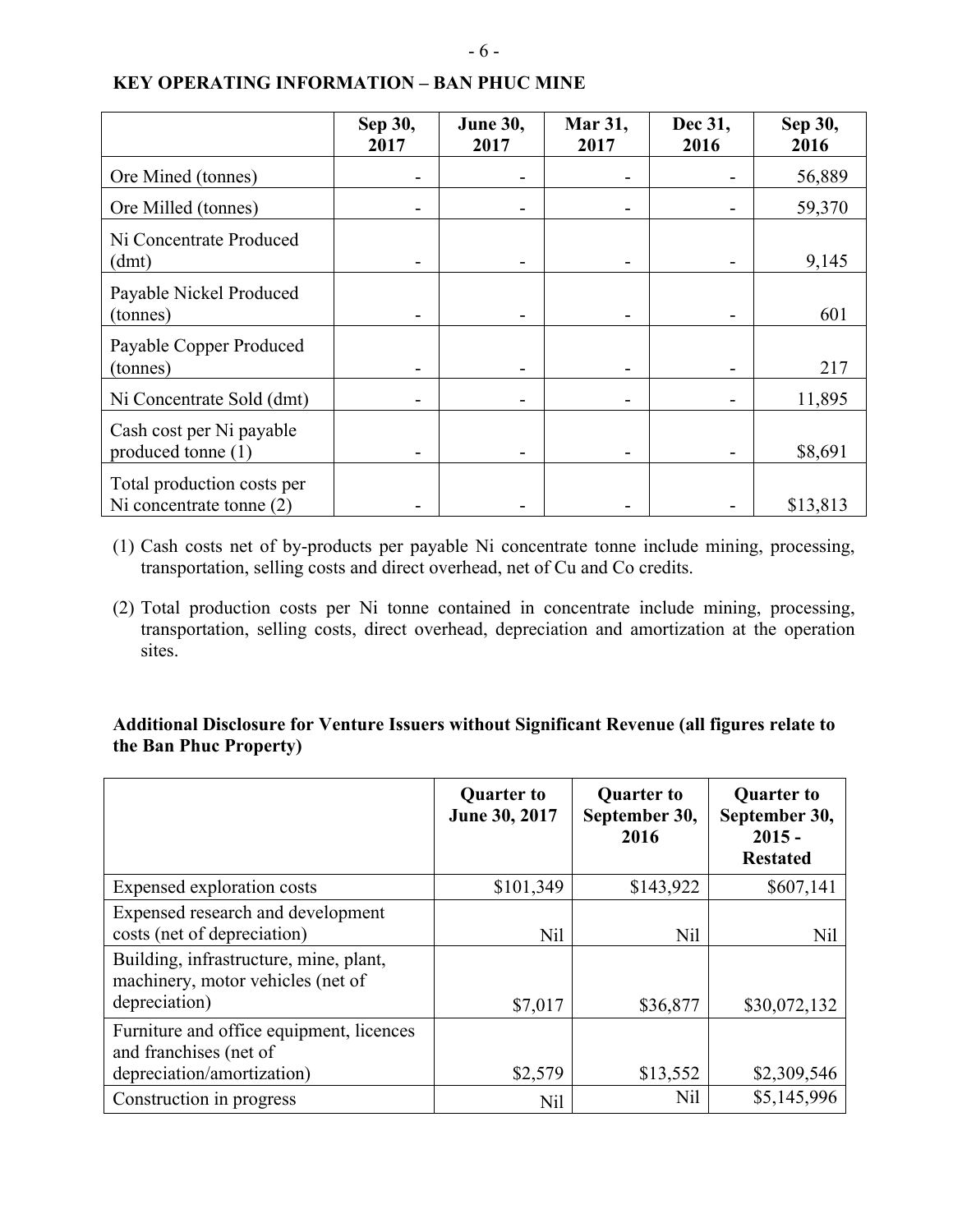## KEY OPERATING INFORMATION – BAN PHUC MINE

| | Sep 30, 2017 | June 30, 2017 | Mar 31, 2017 | Dec 31, 2016 | Sep 30, 2016 |
|---|---|---|---|---|---|
| Ore Mined (tonnes) | - | - | - | - | 56,889 |
| Ore Milled (tonnes) | - | - | - | - | 59,370 |
| Ni Concentrate Produced (dmt) | - | - | - | - | 9,145 |
| Payable Nickel Produced (tonnes) | - | - | - | - | 601 |
| Payable Copper Produced (tonnes) | - | - | - | - | 217 |
| Ni Concentrate Sold (dmt) | - | - | - | - | 11,895 |
| Cash cost per Ni payable produced tonne (1) | - | - | - | - | \$8,691 |
| Total production costs per Ni concentrate tonne (2) | - | - | - | - | \$13,813 |

(1) Cash costs net of by-products per payable Ni concentrate tonne include mining, processing, transportation, selling costs and direct overhead, net of Cu and Co credits.

(2) Total production costs per Ni tonne contained in concentrate include mining, processing, transportation, selling costs, direct overhead, depreciation and amortization at the operation sites.

### Additional Disclosure for Venture Issuers without Significant Revenue (all figures relate to the Ban Phuc Property)

| | Quarter to June 30, 2017 | Quarter to September 30, 2016 | Quarter to September 30, 2015 - Restated |
|---|---|---|---|
| Expensed exploration costs | \$101,349 | \$143,922 | \$607,141 |
| Expensed research and development costs (net of depreciation) | Nil | Nil | Nil |
| Building, infrastructure, mine, plant, machinery, motor vehicles (net of depreciation) | \$7,017 | \$36,877 | \$30,072,132 |
| Furniture and office equipment, licences and franchises (net of depreciation/amortization) | \$2,579 | \$13,552 | \$2,309,546 |
| Construction in progress | Nil | Nil | \$5,145,996 |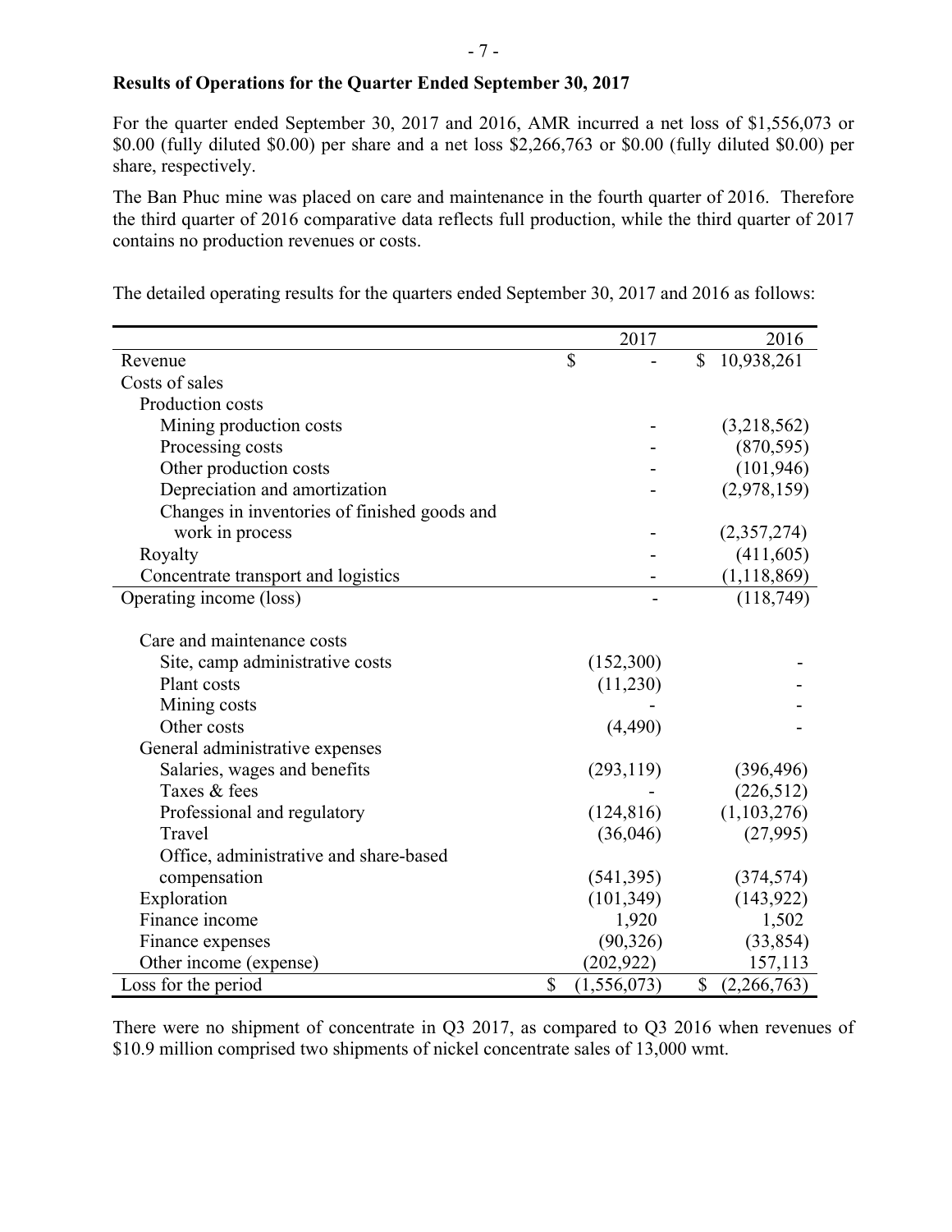**Results of Operations for the Quarter Ended September 30, 2017**

For the quarter ended September 30, 2017 and 2016, AMR incurred a net loss of $1,556,073 or $0.00 (fully diluted $0.00) per share and a net loss $2,266,763 or $0.00 (fully diluted $0.00) per share, respectively.

The Ban Phuc mine was placed on care and maintenance in the fourth quarter of 2016. Therefore the third quarter of 2016 comparative data reflects full production, while the third quarter of 2017 contains no production revenues or costs.

The detailed operating results for the quarters ended September 30, 2017 and 2016 as follows:

| | 2017 | 2016 |
|---|---|---|
| Revenue | $ - | $ 10,938,261 |
| Costs of sales | | |
| Production costs | | |
| Mining production costs | - | (3,218,562) |
| Processing costs | - | (870,595) |
| Other production costs | - | (101,946) |
| Depreciation and amortization | - | (2,978,159) |
| Changes in inventories of finished goods and work in process | - | (2,357,274) |
| Royalty | - | (411,605) |
| Concentrate transport and logistics | - | (1,118,869) |
| Operating income (loss) | - | (118,749) |
| Care and maintenance costs | | |
| Site, camp administrative costs | (152,300) | - |
| Plant costs | (11,230) | - |
| Mining costs | - | - |
| Other costs | (4,490) | - |
| General administrative expenses | | |
| Salaries, wages and benefits | (293,119) | (396,496) |
| Taxes & fees | - | (226,512) |
| Professional and regulatory | (124,816) | (1,103,276) |
| Travel | (36,046) | (27,995) |
| Office, administrative and share-based compensation | (541,395) | (374,574) |
| Exploration | (101,349) | (143,922) |
| Finance income | 1,920 | 1,502 |
| Finance expenses | (90,326) | (33,854) |
| Other income (expense) | (202,922) | 157,113 |
| Loss for the period | $ (1,556,073) | $ (2,266,763) |

There were no shipment of concentrate in Q3 2017, as compared to Q3 2016 when revenues of $10.9 million comprised two shipments of nickel concentrate sales of 13,000 wmt.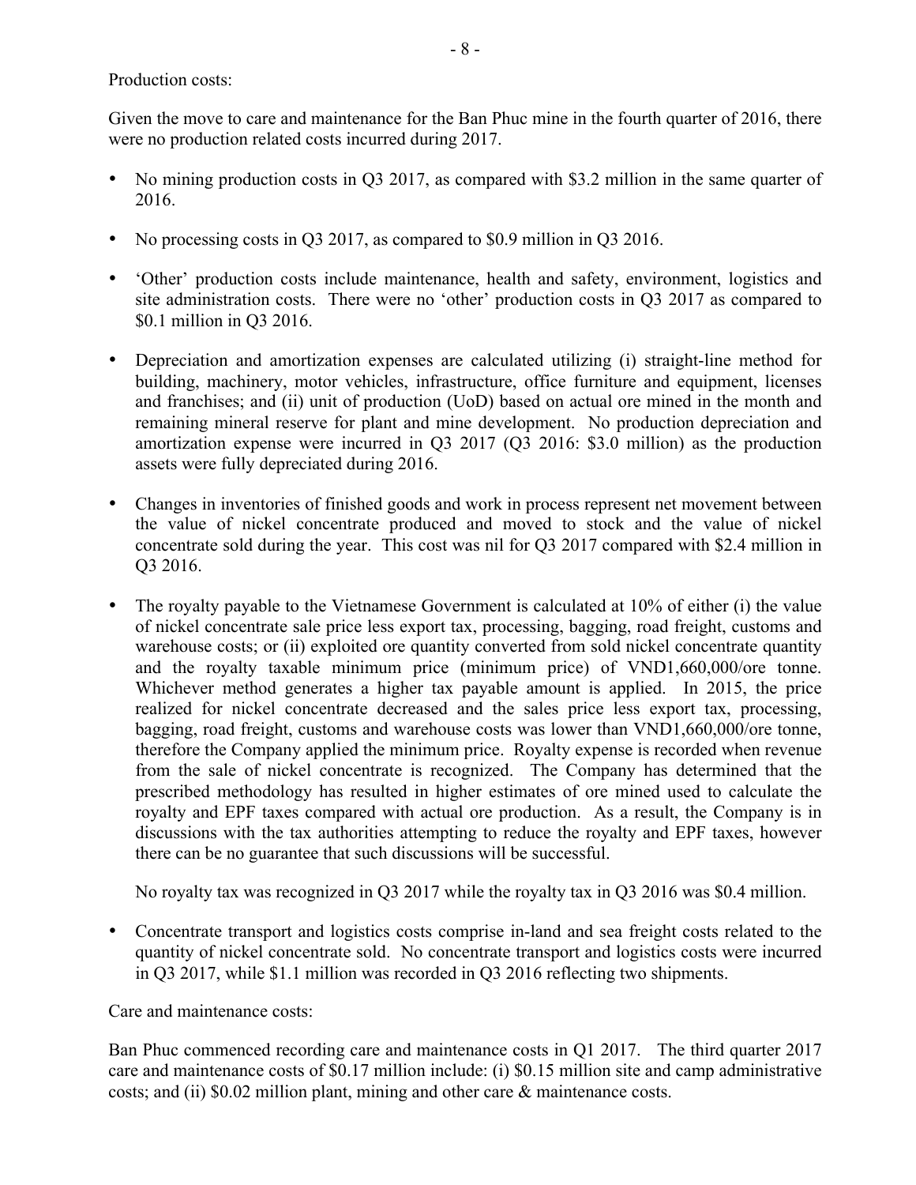Production costs:

Given the move to care and maintenance for the Ban Phuc mine in the fourth quarter of 2016, there were no production related costs incurred during 2017.

- No mining production costs in Q3 2017, as compared with $3.2 million in the same quarter of 2016.
- No processing costs in Q3 2017, as compared to $0.9 million in Q3 2016.
- 'Other' production costs include maintenance, health and safety, environment, logistics and site administration costs. There were no 'other' production costs in Q3 2017 as compared to $0.1 million in Q3 2016.
- Depreciation and amortization expenses are calculated utilizing (i) straight-line method for building, machinery, motor vehicles, infrastructure, office furniture and equipment, licenses and franchises; and (ii) unit of production (UoD) based on actual ore mined in the month and remaining mineral reserve for plant and mine development. No production depreciation and amortization expense were incurred in Q3 2017 (Q3 2016: $3.0 million) as the production assets were fully depreciated during 2016.
- Changes in inventories of finished goods and work in process represent net movement between the value of nickel concentrate produced and moved to stock and the value of nickel concentrate sold during the year. This cost was nil for Q3 2017 compared with $2.4 million in Q3 2016.
- The royalty payable to the Vietnamese Government is calculated at 10% of either (i) the value of nickel concentrate sale price less export tax, processing, bagging, road freight, customs and warehouse costs; or (ii) exploited ore quantity converted from sold nickel concentrate quantity and the royalty taxable minimum price (minimum price) of VND1,660,000/ore tonne. Whichever method generates a higher tax payable amount is applied. In 2015, the price realized for nickel concentrate decreased and the sales price less export tax, processing, bagging, road freight, customs and warehouse costs was lower than VND1,660,000/ore tonne, therefore the Company applied the minimum price. Royalty expense is recorded when revenue from the sale of nickel concentrate is recognized. The Company has determined that the prescribed methodology has resulted in higher estimates of ore mined used to calculate the royalty and EPF taxes compared with actual ore production. As a result, the Company is in discussions with the tax authorities attempting to reduce the royalty and EPF taxes, however there can be no guarantee that such discussions will be successful.

  No royalty tax was recognized in Q3 2017 while the royalty tax in Q3 2016 was $0.4 million.
- Concentrate transport and logistics costs comprise in-land and sea freight costs related to the quantity of nickel concentrate sold. No concentrate transport and logistics costs were incurred in Q3 2017, while $1.1 million was recorded in Q3 2016 reflecting two shipments.

Care and maintenance costs:

Ban Phuc commenced recording care and maintenance costs in Q1 2017. The third quarter 2017 care and maintenance costs of $0.17 million include: (i) $0.15 million site and camp administrative costs; and (ii) $0.02 million plant, mining and other care & maintenance costs.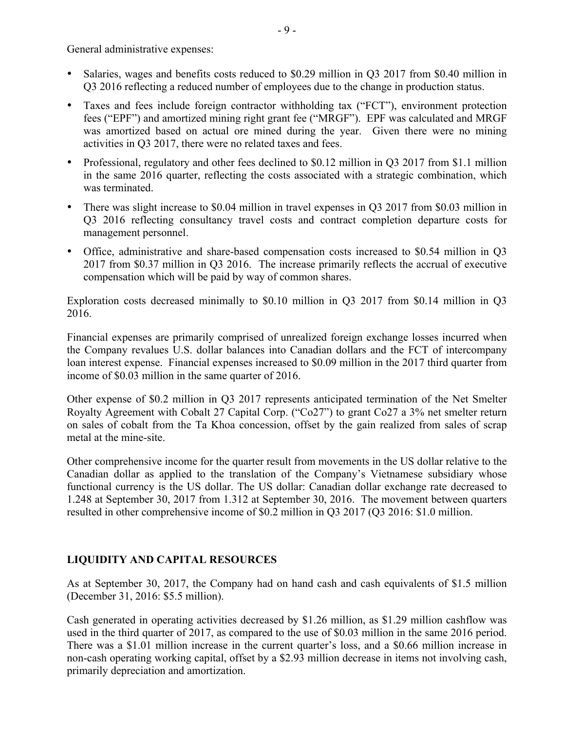General administrative expenses:

- Salaries, wages and benefits costs reduced to $0.29 million in Q3 2017 from $0.40 million in Q3 2016 reflecting a reduced number of employees due to the change in production status.
- Taxes and fees include foreign contractor withholding tax ("FCT"), environment protection fees ("EPF") and amortized mining right grant fee ("MRGF"). EPF was calculated and MRGF was amortized based on actual ore mined during the year. Given there were no mining activities in Q3 2017, there were no related taxes and fees.
- Professional, regulatory and other fees declined to $0.12 million in Q3 2017 from $1.1 million in the same 2016 quarter, reflecting the costs associated with a strategic combination, which was terminated.
- There was slight increase to $0.04 million in travel expenses in Q3 2017 from $0.03 million in Q3 2016 reflecting consultancy travel costs and contract completion departure costs for management personnel.
- Office, administrative and share-based compensation costs increased to $0.54 million in Q3 2017 from $0.37 million in Q3 2016. The increase primarily reflects the accrual of executive compensation which will be paid by way of common shares.

Exploration costs decreased minimally to $0.10 million in Q3 2017 from $0.14 million in Q3 2016.

Financial expenses are primarily comprised of unrealized foreign exchange losses incurred when the Company revalues U.S. dollar balances into Canadian dollars and the FCT of intercompany loan interest expense. Financial expenses increased to $0.09 million in the 2017 third quarter from income of $0.03 million in the same quarter of 2016.

Other expense of $0.2 million in Q3 2017 represents anticipated termination of the Net Smelter Royalty Agreement with Cobalt 27 Capital Corp. ("Co27") to grant Co27 a 3% net smelter return on sales of cobalt from the Ta Khoa concession, offset by the gain realized from sales of scrap metal at the mine-site.

Other comprehensive income for the quarter result from movements in the US dollar relative to the Canadian dollar as applied to the translation of the Company's Vietnamese subsidiary whose functional currency is the US dollar. The US dollar: Canadian dollar exchange rate decreased to 1.248 at September 30, 2017 from 1.312 at September 30, 2016. The movement between quarters resulted in other comprehensive income of $0.2 million in Q3 2017 (Q3 2016: $1.0 million.

## LIQUIDITY AND CAPITAL RESOURCES

As at September 30, 2017, the Company had on hand cash and cash equivalents of $1.5 million (December 31, 2016: $5.5 million).

Cash generated in operating activities decreased by $1.26 million, as $1.29 million cashflow was used in the third quarter of 2017, as compared to the use of $0.03 million in the same 2016 period. There was a $1.01 million increase in the current quarter's loss, and a $0.66 million increase in non-cash operating working capital, offset by a $2.93 million decrease in items not involving cash, primarily depreciation and amortization.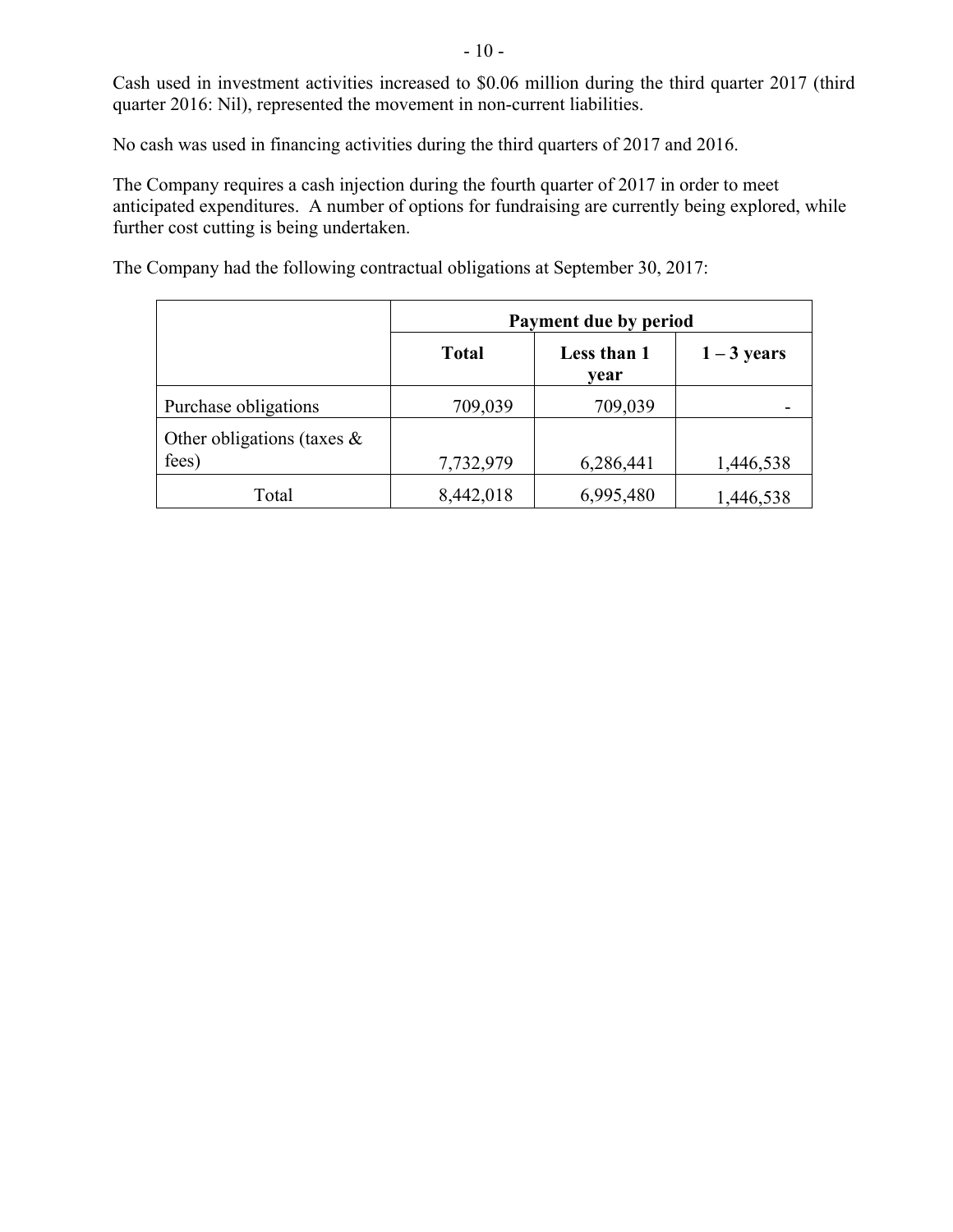Cash used in investment activities increased to $0.06 million during the third quarter 2017 (third quarter 2016: Nil), represented the movement in non-current liabilities.

No cash was used in financing activities during the third quarters of 2017 and 2016.

The Company requires a cash injection during the fourth quarter of 2017 in order to meet anticipated expenditures. A number of options for fundraising are currently being explored, while further cost cutting is being undertaken.

The Company had the following contractual obligations at September 30, 2017:

| | **Payment due by period** | | |
|---|---|---|---|
| | **Total** | **Less than 1 year** | **1 – 3 years** |
| Purchase obligations | 709,039 | 709,039 | - |
| Other obligations (taxes & fees) | 7,732,979 | 6,286,441 | 1,446,538 |
| Total | 8,442,018 | 6,995,480 | 1,446,538 |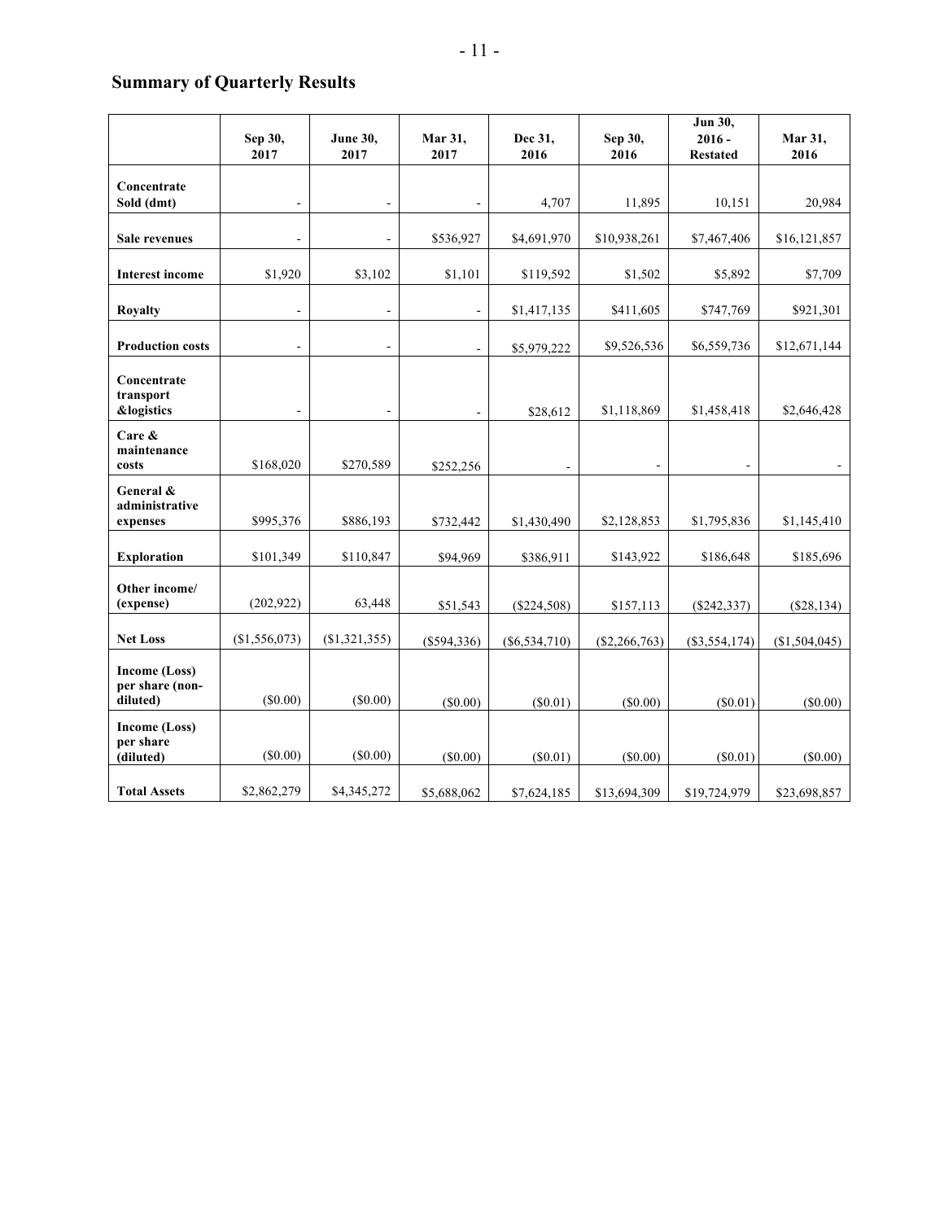## Summary of Quarterly Results

| | Sep 30, 2017 | June 30, 2017 | Mar 31, 2017 | Dec 31, 2016 | Sep 30, 2016 | Jun 30, 2016 - Restated | Mar 31, 2016 |
|---|---|---|---|---|---|---|---|
| **Concentrate Sold (dmt)** | - | - | - | 4,707 | 11,895 | 10,151 | 20,984 |
| **Sale revenues** | - | - | \$536,927 | \$4,691,970 | \$10,938,261 | \$7,467,406 | \$16,121,857 |
| **Interest income** | \$1,920 | \$3,102 | \$1,101 | \$119,592 | \$1,502 | \$5,892 | \$7,709 |
| **Royalty** | - | - | - | \$1,417,135 | \$411,605 | \$747,769 | \$921,301 |
| **Production costs** | - | - | - | \$5,979,222 | \$9,526,536 | \$6,559,736 | \$12,671,144 |
| **Concentrate transport &logistics** | - | - | - | \$28,612 | \$1,118,869 | \$1,458,418 | \$2,646,428 |
| **Care & maintenance costs** | \$168,020 | \$270,589 | \$252,256 | - | - | - | - |
| **General & administrative expenses** | \$995,376 | \$886,193 | \$732,442 | \$1,430,490 | \$2,128,853 | \$1,795,836 | \$1,145,410 |
| **Exploration** | \$101,349 | \$110,847 | \$94,969 | \$386,911 | \$143,922 | \$186,648 | \$185,696 |
| **Other income/ (expense)** | (202,922) | 63,448 | \$51,543 | (\$224,508) | \$157,113 | (\$242,337) | (\$28,134) |
| **Net Loss** | (\$1,556,073) | (\$1,321,355) | (\$594,336) | (\$6,534,710) | (\$2,266,763) | (\$3,554,174) | (\$1,504,045) |
| **Income (Loss) per share (non-diluted)** | (\$0.00) | (\$0.00) | (\$0.00) | (\$0.01) | (\$0.00) | (\$0.01) | (\$0.00) |
| **Income (Loss) per share (diluted)** | (\$0.00) | (\$0.00) | (\$0.00) | (\$0.01) | (\$0.00) | (\$0.01) | (\$0.00) |
| **Total Assets** | \$2,862,279 | \$4,345,272 | \$5,688,062 | \$7,624,185 | \$13,694,309 | \$19,724,979 | \$23,698,857 |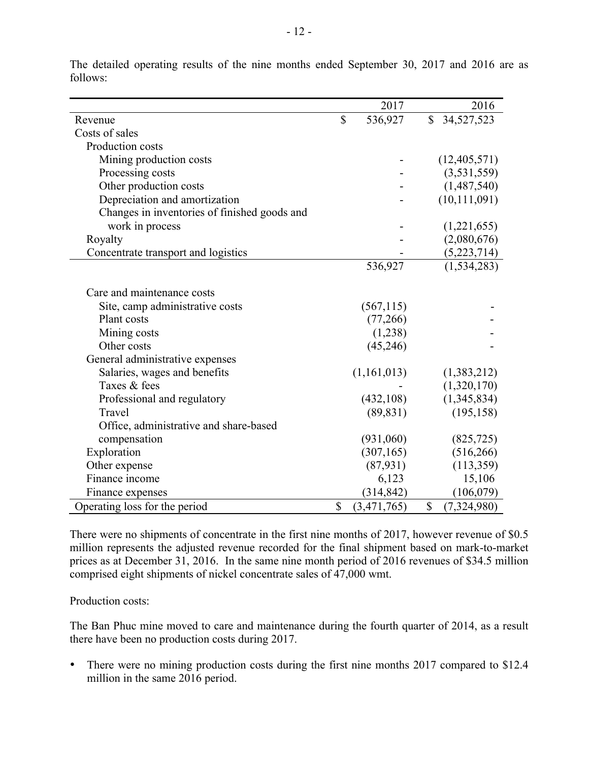The detailed operating results of the nine months ended September 30, 2017 and 2016 are as follows:

| | 2017 | 2016 |
|---|---|---|
| Revenue | $ 536,927 | $ 34,527,523 |
| Costs of sales | | |
| Production costs | | |
| Mining production costs | - | (12,405,571) |
| Processing costs | - | (3,531,559) |
| Other production costs | - | (1,487,540) |
| Depreciation and amortization | - | (10,111,091) |
| Changes in inventories of finished goods and work in process | - | (1,221,655) |
| Royalty | - | (2,080,676) |
| Concentrate transport and logistics | - | (5,223,714) |
| | 536,927 | (1,534,283) |
| Care and maintenance costs | | |
| Site, camp administrative costs | (567,115) | - |
| Plant costs | (77,266) | - |
| Mining costs | (1,238) | - |
| Other costs | (45,246) | - |
| General administrative expenses | | |
| Salaries, wages and benefits | (1,161,013) | (1,383,212) |
| Taxes & fees | - | (1,320,170) |
| Professional and regulatory | (432,108) | (1,345,834) |
| Travel | (89,831) | (195,158) |
| Office, administrative and share-based compensation | (931,060) | (825,725) |
| Exploration | (307,165) | (516,266) |
| Other expense | (87,931) | (113,359) |
| Finance income | 6,123 | 15,106 |
| Finance expenses | (314,842) | (106,079) |
| Operating loss for the period | $ (3,471,765) | $ (7,324,980) |

There were no shipments of concentrate in the first nine months of 2017, however revenue of $0.5 million represents the adjusted revenue recorded for the final shipment based on mark-to-market prices as at December 31, 2016. In the same nine month period of 2016 revenues of $34.5 million comprised eight shipments of nickel concentrate sales of 47,000 wmt.

Production costs:

The Ban Phuc mine moved to care and maintenance during the fourth quarter of 2014, as a result there have been no production costs during 2017.

- There were no mining production costs during the first nine months 2017 compared to $12.4 million in the same 2016 period.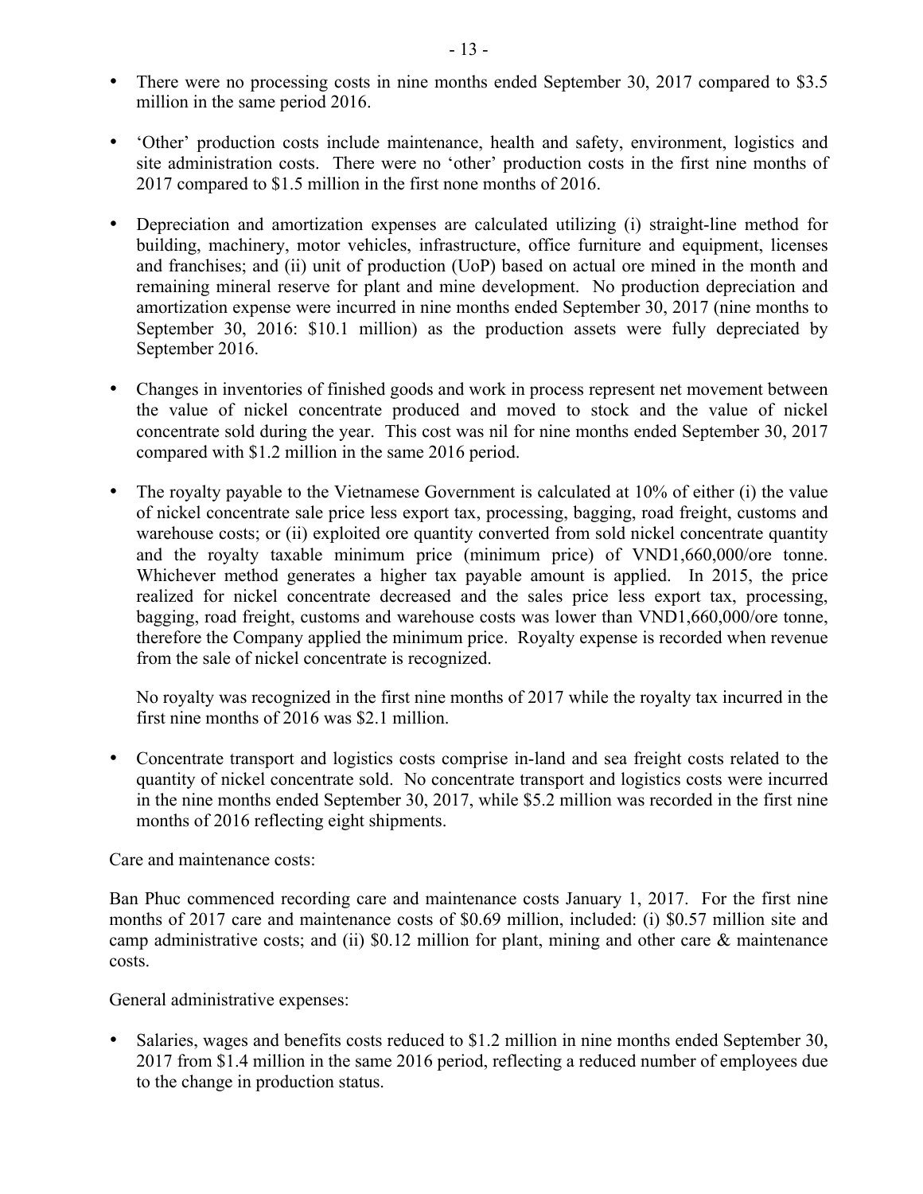- There were no processing costs in nine months ended September 30, 2017 compared to $3.5 million in the same period 2016.

- 'Other' production costs include maintenance, health and safety, environment, logistics and site administration costs. There were no 'other' production costs in the first nine months of 2017 compared to $1.5 million in the first none months of 2016.

- Depreciation and amortization expenses are calculated utilizing (i) straight-line method for building, machinery, motor vehicles, infrastructure, office furniture and equipment, licenses and franchises; and (ii) unit of production (UoP) based on actual ore mined in the month and remaining mineral reserve for plant and mine development. No production depreciation and amortization expense were incurred in nine months ended September 30, 2017 (nine months to September 30, 2016: $10.1 million) as the production assets were fully depreciated by September 2016.

- Changes in inventories of finished goods and work in process represent net movement between the value of nickel concentrate produced and moved to stock and the value of nickel concentrate sold during the year. This cost was nil for nine months ended September 30, 2017 compared with $1.2 million in the same 2016 period.

- The royalty payable to the Vietnamese Government is calculated at 10% of either (i) the value of nickel concentrate sale price less export tax, processing, bagging, road freight, customs and warehouse costs; or (ii) exploited ore quantity converted from sold nickel concentrate quantity and the royalty taxable minimum price (minimum price) of VND1,660,000/ore tonne. Whichever method generates a higher tax payable amount is applied. In 2015, the price realized for nickel concentrate decreased and the sales price less export tax, processing, bagging, road freight, customs and warehouse costs was lower than VND1,660,000/ore tonne, therefore the Company applied the minimum price. Royalty expense is recorded when revenue from the sale of nickel concentrate is recognized.

  No royalty was recognized in the first nine months of 2017 while the royalty tax incurred in the first nine months of 2016 was $2.1 million.

- Concentrate transport and logistics costs comprise in-land and sea freight costs related to the quantity of nickel concentrate sold. No concentrate transport and logistics costs were incurred in the nine months ended September 30, 2017, while $5.2 million was recorded in the first nine months of 2016 reflecting eight shipments.

Care and maintenance costs:

Ban Phuc commenced recording care and maintenance costs January 1, 2017. For the first nine months of 2017 care and maintenance costs of $0.69 million, included: (i) $0.57 million site and camp administrative costs; and (ii) $0.12 million for plant, mining and other care & maintenance costs.

General administrative expenses:

- Salaries, wages and benefits costs reduced to $1.2 million in nine months ended September 30, 2017 from $1.4 million in the same 2016 period, reflecting a reduced number of employees due to the change in production status.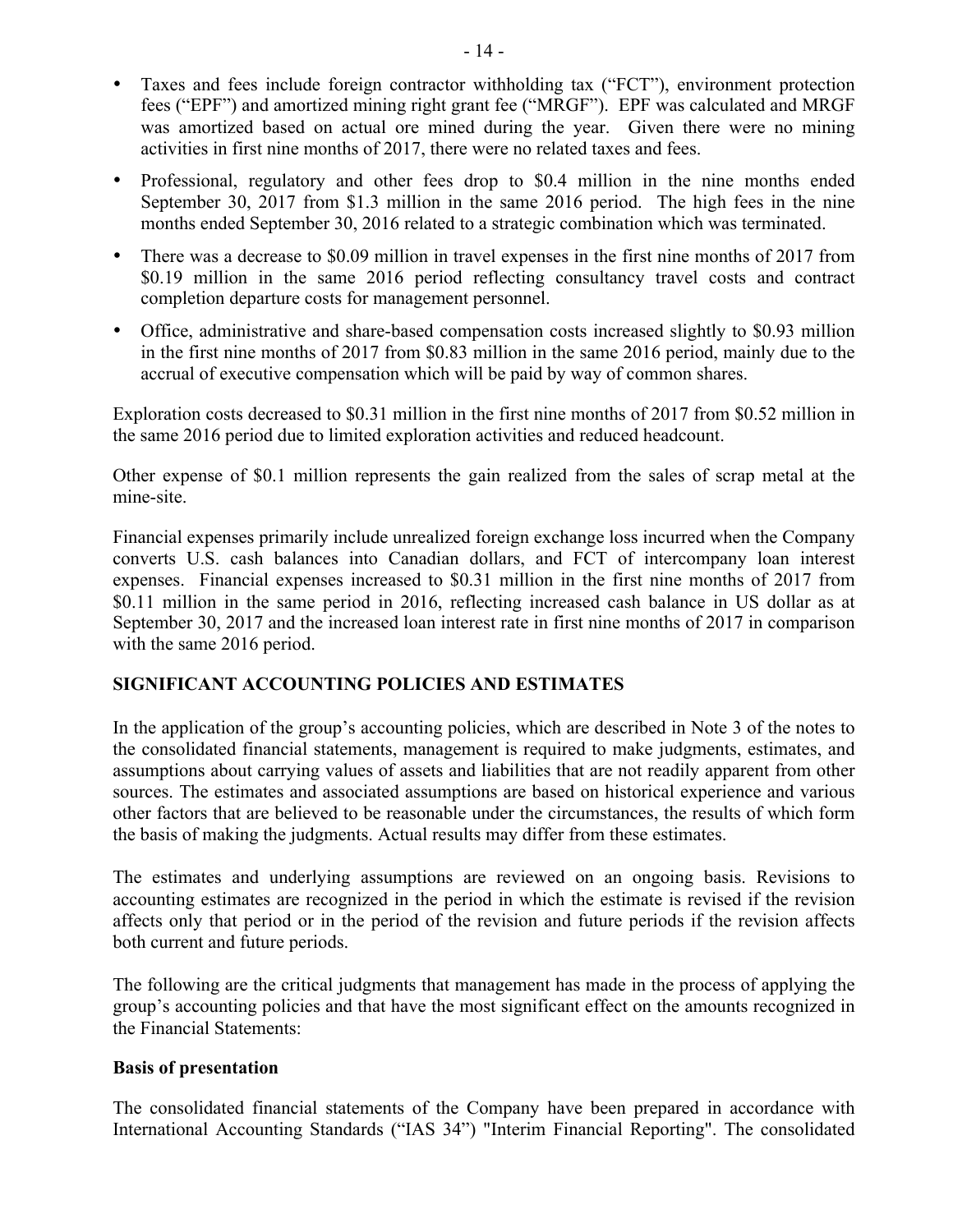- Taxes and fees include foreign contractor withholding tax ("FCT"), environment protection fees ("EPF") and amortized mining right grant fee ("MRGF"). EPF was calculated and MRGF was amortized based on actual ore mined during the year. Given there were no mining activities in first nine months of 2017, there were no related taxes and fees.
- Professional, regulatory and other fees drop to $0.4 million in the nine months ended September 30, 2017 from $1.3 million in the same 2016 period. The high fees in the nine months ended September 30, 2016 related to a strategic combination which was terminated.
- There was a decrease to $0.09 million in travel expenses in the first nine months of 2017 from $0.19 million in the same 2016 period reflecting consultancy travel costs and contract completion departure costs for management personnel.
- Office, administrative and share-based compensation costs increased slightly to $0.93 million in the first nine months of 2017 from $0.83 million in the same 2016 period, mainly due to the accrual of executive compensation which will be paid by way of common shares.

Exploration costs decreased to $0.31 million in the first nine months of 2017 from $0.52 million in the same 2016 period due to limited exploration activities and reduced headcount.

Other expense of $0.1 million represents the gain realized from the sales of scrap metal at the mine-site.

Financial expenses primarily include unrealized foreign exchange loss incurred when the Company converts U.S. cash balances into Canadian dollars, and FCT of intercompany loan interest expenses. Financial expenses increased to $0.31 million in the first nine months of 2017 from $0.11 million in the same period in 2016, reflecting increased cash balance in US dollar as at September 30, 2017 and the increased loan interest rate in first nine months of 2017 in comparison with the same 2016 period.

## SIGNIFICANT ACCOUNTING POLICIES AND ESTIMATES

In the application of the group's accounting policies, which are described in Note 3 of the notes to the consolidated financial statements, management is required to make judgments, estimates, and assumptions about carrying values of assets and liabilities that are not readily apparent from other sources. The estimates and associated assumptions are based on historical experience and various other factors that are believed to be reasonable under the circumstances, the results of which form the basis of making the judgments. Actual results may differ from these estimates.

The estimates and underlying assumptions are reviewed on an ongoing basis. Revisions to accounting estimates are recognized in the period in which the estimate is revised if the revision affects only that period or in the period of the revision and future periods if the revision affects both current and future periods.

The following are the critical judgments that management has made in the process of applying the group's accounting policies and that have the most significant effect on the amounts recognized in the Financial Statements:

### Basis of presentation

The consolidated financial statements of the Company have been prepared in accordance with International Accounting Standards ("IAS 34") "Interim Financial Reporting". The consolidated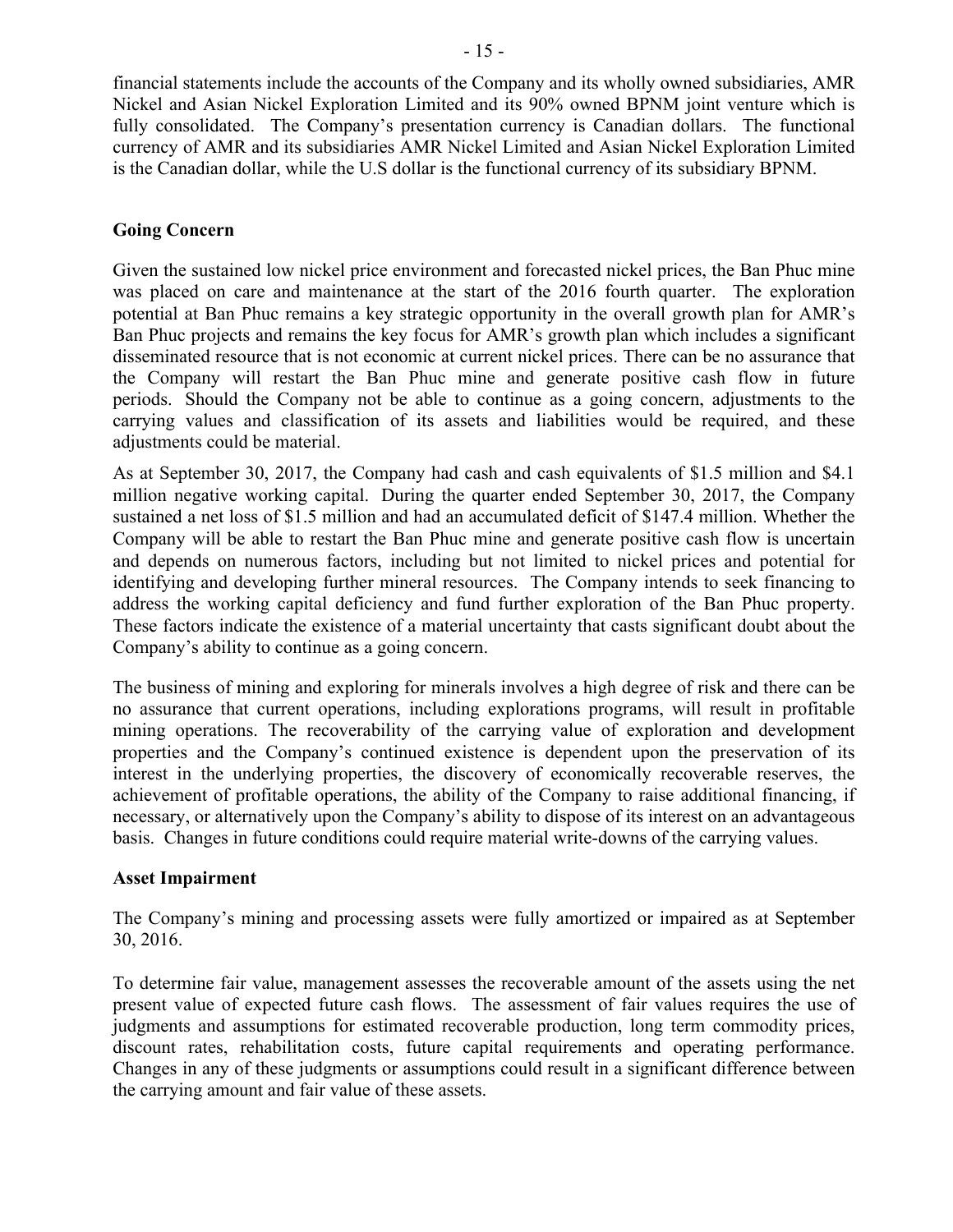financial statements include the accounts of the Company and its wholly owned subsidiaries, AMR Nickel and Asian Nickel Exploration Limited and its 90% owned BPNM joint venture which is fully consolidated. The Company's presentation currency is Canadian dollars. The functional currency of AMR and its subsidiaries AMR Nickel Limited and Asian Nickel Exploration Limited is the Canadian dollar, while the U.S dollar is the functional currency of its subsidiary BPNM.

**Going Concern**

Given the sustained low nickel price environment and forecasted nickel prices, the Ban Phuc mine was placed on care and maintenance at the start of the 2016 fourth quarter. The exploration potential at Ban Phuc remains a key strategic opportunity in the overall growth plan for AMR's Ban Phuc projects and remains the key focus for AMR's growth plan which includes a significant disseminated resource that is not economic at current nickel prices. There can be no assurance that the Company will restart the Ban Phuc mine and generate positive cash flow in future periods. Should the Company not be able to continue as a going concern, adjustments to the carrying values and classification of its assets and liabilities would be required, and these adjustments could be material.

As at September 30, 2017, the Company had cash and cash equivalents of $1.5 million and $4.1 million negative working capital. During the quarter ended September 30, 2017, the Company sustained a net loss of $1.5 million and had an accumulated deficit of $147.4 million. Whether the Company will be able to restart the Ban Phuc mine and generate positive cash flow is uncertain and depends on numerous factors, including but not limited to nickel prices and potential for identifying and developing further mineral resources. The Company intends to seek financing to address the working capital deficiency and fund further exploration of the Ban Phuc property. These factors indicate the existence of a material uncertainty that casts significant doubt about the Company's ability to continue as a going concern.

The business of mining and exploring for minerals involves a high degree of risk and there can be no assurance that current operations, including explorations programs, will result in profitable mining operations. The recoverability of the carrying value of exploration and development properties and the Company's continued existence is dependent upon the preservation of its interest in the underlying properties, the discovery of economically recoverable reserves, the achievement of profitable operations, the ability of the Company to raise additional financing, if necessary, or alternatively upon the Company's ability to dispose of its interest on an advantageous basis. Changes in future conditions could require material write-downs of the carrying values.

**Asset Impairment**

The Company's mining and processing assets were fully amortized or impaired as at September 30, 2016.

To determine fair value, management assesses the recoverable amount of the assets using the net present value of expected future cash flows. The assessment of fair values requires the use of judgments and assumptions for estimated recoverable production, long term commodity prices, discount rates, rehabilitation costs, future capital requirements and operating performance. Changes in any of these judgments or assumptions could result in a significant difference between the carrying amount and fair value of these assets.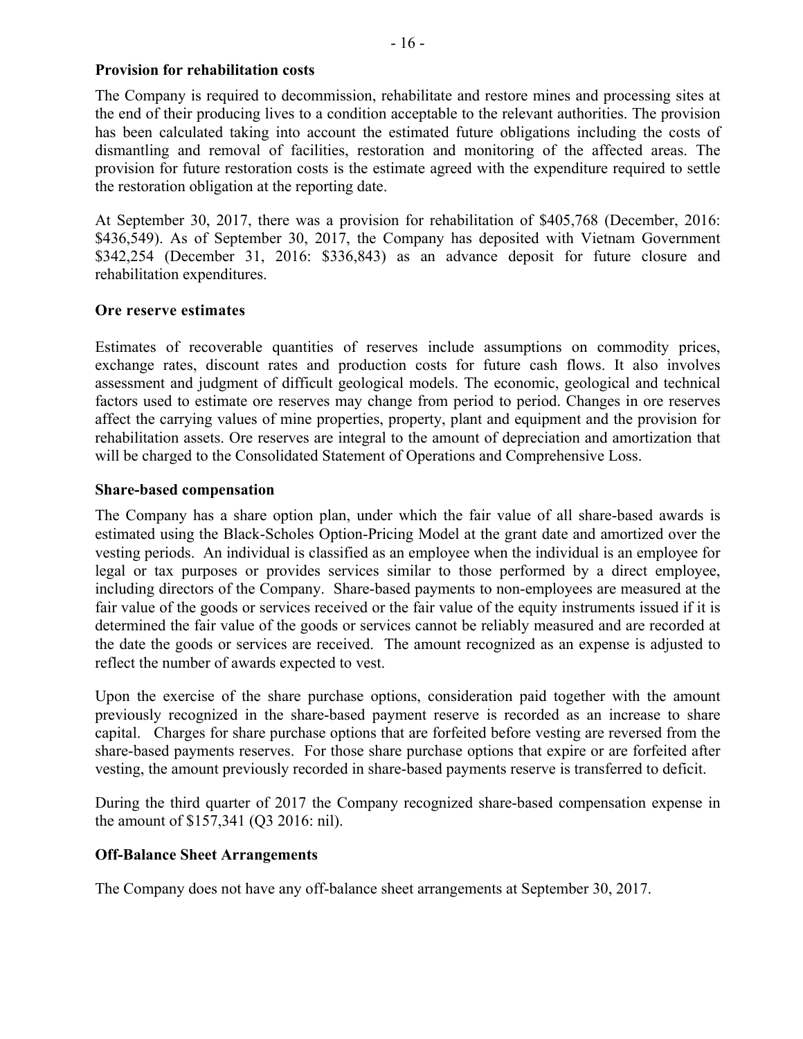**Provision for rehabilitation costs**

The Company is required to decommission, rehabilitate and restore mines and processing sites at the end of their producing lives to a condition acceptable to the relevant authorities. The provision has been calculated taking into account the estimated future obligations including the costs of dismantling and removal of facilities, restoration and monitoring of the affected areas. The provision for future restoration costs is the estimate agreed with the expenditure required to settle the restoration obligation at the reporting date.

At September 30, 2017, there was a provision for rehabilitation of $405,768 (December, 2016: $436,549). As of September 30, 2017, the Company has deposited with Vietnam Government $342,254 (December 31, 2016: $336,843) as an advance deposit for future closure and rehabilitation expenditures.

**Ore reserve estimates**

Estimates of recoverable quantities of reserves include assumptions on commodity prices, exchange rates, discount rates and production costs for future cash flows. It also involves assessment and judgment of difficult geological models. The economic, geological and technical factors used to estimate ore reserves may change from period to period. Changes in ore reserves affect the carrying values of mine properties, property, plant and equipment and the provision for rehabilitation assets. Ore reserves are integral to the amount of depreciation and amortization that will be charged to the Consolidated Statement of Operations and Comprehensive Loss.

**Share-based compensation**

The Company has a share option plan, under which the fair value of all share-based awards is estimated using the Black-Scholes Option-Pricing Model at the grant date and amortized over the vesting periods. An individual is classified as an employee when the individual is an employee for legal or tax purposes or provides services similar to those performed by a direct employee, including directors of the Company. Share-based payments to non-employees are measured at the fair value of the goods or services received or the fair value of the equity instruments issued if it is determined the fair value of the goods or services cannot be reliably measured and are recorded at the date the goods or services are received. The amount recognized as an expense is adjusted to reflect the number of awards expected to vest.

Upon the exercise of the share purchase options, consideration paid together with the amount previously recognized in the share-based payment reserve is recorded as an increase to share capital. Charges for share purchase options that are forfeited before vesting are reversed from the share-based payments reserves. For those share purchase options that expire or are forfeited after vesting, the amount previously recorded in share-based payments reserve is transferred to deficit.

During the third quarter of 2017 the Company recognized share-based compensation expense in the amount of $157,341 (Q3 2016: nil).

**Off-Balance Sheet Arrangements**

The Company does not have any off-balance sheet arrangements at September 30, 2017.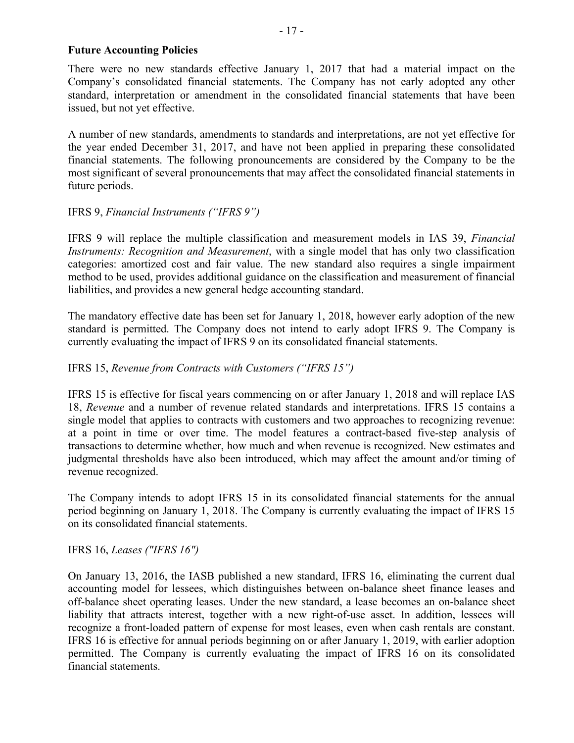**Future Accounting Policies**

There were no new standards effective January 1, 2017 that had a material impact on the Company's consolidated financial statements. The Company has not early adopted any other standard, interpretation or amendment in the consolidated financial statements that have been issued, but not yet effective.

A number of new standards, amendments to standards and interpretations, are not yet effective for the year ended December 31, 2017, and have not been applied in preparing these consolidated financial statements. The following pronouncements are considered by the Company to be the most significant of several pronouncements that may affect the consolidated financial statements in future periods.

IFRS 9, *Financial Instruments ("IFRS 9")*

IFRS 9 will replace the multiple classification and measurement models in IAS 39, *Financial Instruments: Recognition and Measurement*, with a single model that has only two classification categories: amortized cost and fair value. The new standard also requires a single impairment method to be used, provides additional guidance on the classification and measurement of financial liabilities, and provides a new general hedge accounting standard.

The mandatory effective date has been set for January 1, 2018, however early adoption of the new standard is permitted. The Company does not intend to early adopt IFRS 9. The Company is currently evaluating the impact of IFRS 9 on its consolidated financial statements.

IFRS 15, *Revenue from Contracts with Customers ("IFRS 15")*

IFRS 15 is effective for fiscal years commencing on or after January 1, 2018 and will replace IAS 18, *Revenue* and a number of revenue related standards and interpretations. IFRS 15 contains a single model that applies to contracts with customers and two approaches to recognizing revenue: at a point in time or over time. The model features a contract-based five-step analysis of transactions to determine whether, how much and when revenue is recognized. New estimates and judgmental thresholds have also been introduced, which may affect the amount and/or timing of revenue recognized.

The Company intends to adopt IFRS 15 in its consolidated financial statements for the annual period beginning on January 1, 2018. The Company is currently evaluating the impact of IFRS 15 on its consolidated financial statements.

IFRS 16, *Leases ("IFRS 16")*

On January 13, 2016, the IASB published a new standard, IFRS 16, eliminating the current dual accounting model for lessees, which distinguishes between on-balance sheet finance leases and off-balance sheet operating leases. Under the new standard, a lease becomes an on-balance sheet liability that attracts interest, together with a new right-of-use asset. In addition, lessees will recognize a front-loaded pattern of expense for most leases, even when cash rentals are constant. IFRS 16 is effective for annual periods beginning on or after January 1, 2019, with earlier adoption permitted. The Company is currently evaluating the impact of IFRS 16 on its consolidated financial statements.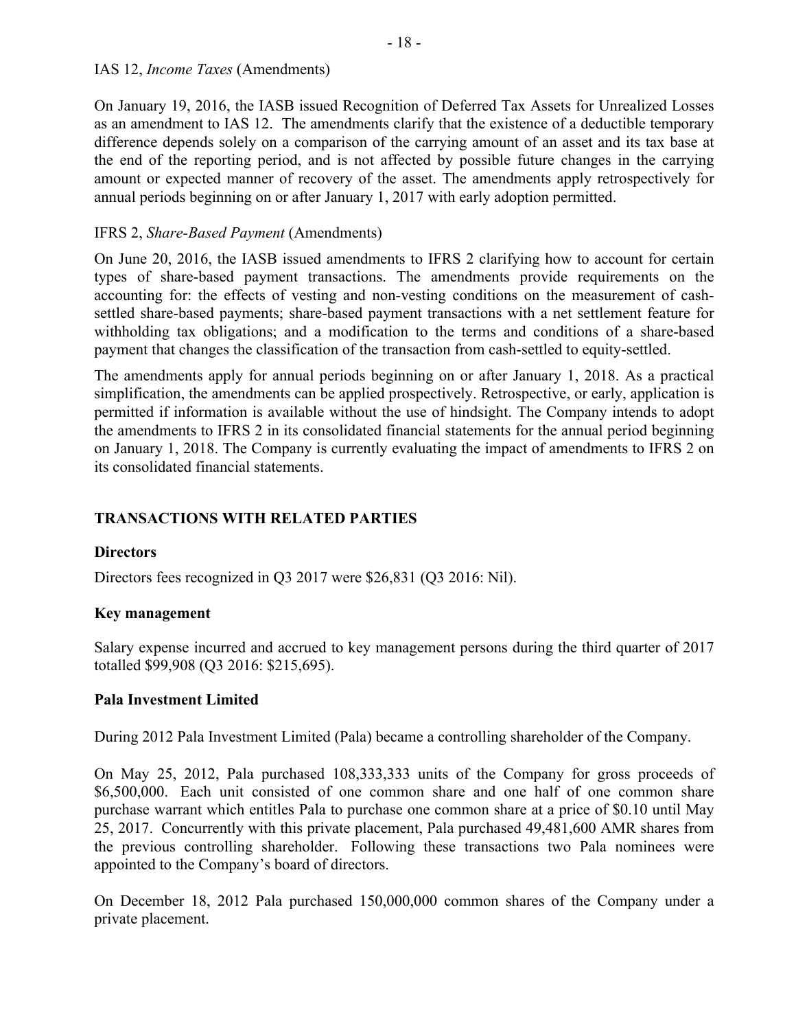IAS 12, *Income Taxes* (Amendments)

On January 19, 2016, the IASB issued Recognition of Deferred Tax Assets for Unrealized Losses as an amendment to IAS 12. The amendments clarify that the existence of a deductible temporary difference depends solely on a comparison of the carrying amount of an asset and its tax base at the end of the reporting period, and is not affected by possible future changes in the carrying amount or expected manner of recovery of the asset. The amendments apply retrospectively for annual periods beginning on or after January 1, 2017 with early adoption permitted.

IFRS 2, *Share-Based Payment* (Amendments)

On June 20, 2016, the IASB issued amendments to IFRS 2 clarifying how to account for certain types of share-based payment transactions. The amendments provide requirements on the accounting for: the effects of vesting and non-vesting conditions on the measurement of cash-settled share-based payments; share-based payment transactions with a net settlement feature for withholding tax obligations; and a modification to the terms and conditions of a share-based payment that changes the classification of the transaction from cash-settled to equity-settled.

The amendments apply for annual periods beginning on or after January 1, 2018. As a practical simplification, the amendments can be applied prospectively. Retrospective, or early, application is permitted if information is available without the use of hindsight. The Company intends to adopt the amendments to IFRS 2 in its consolidated financial statements for the annual period beginning on January 1, 2018. The Company is currently evaluating the impact of amendments to IFRS 2 on its consolidated financial statements.

## TRANSACTIONS WITH RELATED PARTIES

### Directors

Directors fees recognized in Q3 2017 were $26,831 (Q3 2016: Nil).

### Key management

Salary expense incurred and accrued to key management persons during the third quarter of 2017 totalled $99,908 (Q3 2016: $215,695).

### Pala Investment Limited

During 2012 Pala Investment Limited (Pala) became a controlling shareholder of the Company.

On May 25, 2012, Pala purchased 108,333,333 units of the Company for gross proceeds of $6,500,000. Each unit consisted of one common share and one half of one common share purchase warrant which entitles Pala to purchase one common share at a price of $0.10 until May 25, 2017. Concurrently with this private placement, Pala purchased 49,481,600 AMR shares from the previous controlling shareholder. Following these transactions two Pala nominees were appointed to the Company's board of directors.

On December 18, 2012 Pala purchased 150,000,000 common shares of the Company under a private placement.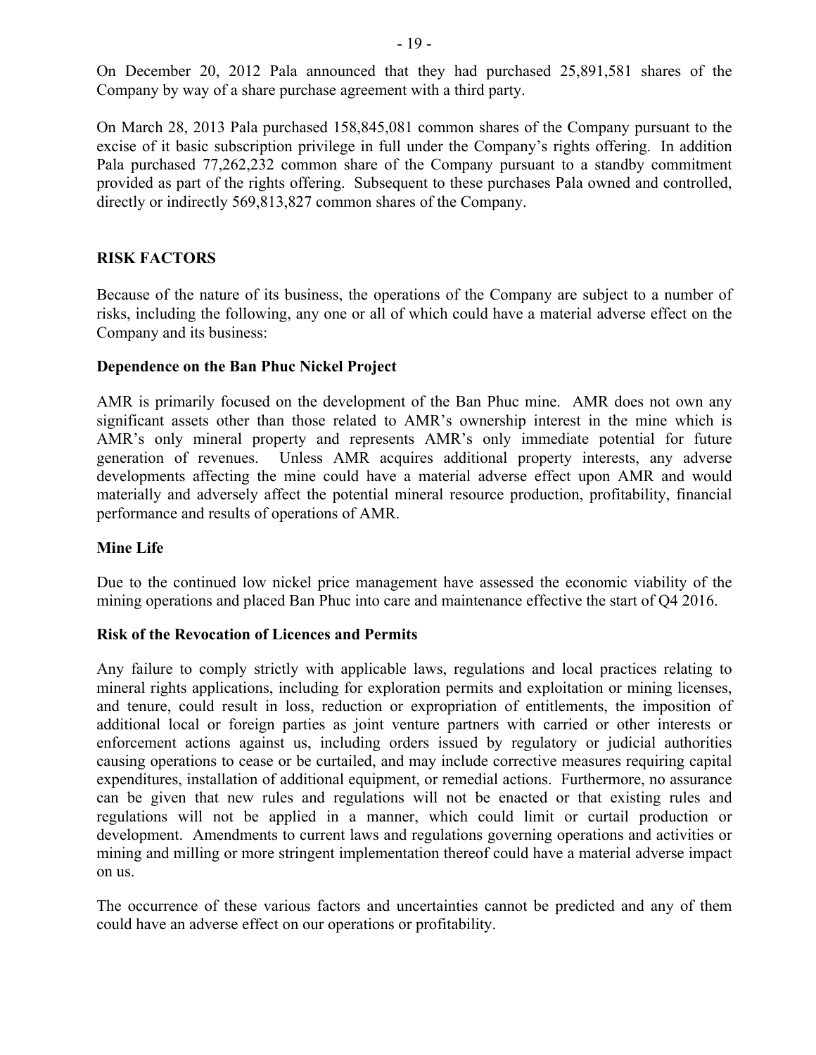On December 20, 2012 Pala announced that they had purchased 25,891,581 shares of the Company by way of a share purchase agreement with a third party.

On March 28, 2013 Pala purchased 158,845,081 common shares of the Company pursuant to the excise of it basic subscription privilege in full under the Company's rights offering. In addition Pala purchased 77,262,232 common share of the Company pursuant to a standby commitment provided as part of the rights offering. Subsequent to these purchases Pala owned and controlled, directly or indirectly 569,813,827 common shares of the Company.

## RISK FACTORS

Because of the nature of its business, the operations of the Company are subject to a number of risks, including the following, any one or all of which could have a material adverse effect on the Company and its business:

### Dependence on the Ban Phuc Nickel Project

AMR is primarily focused on the development of the Ban Phuc mine. AMR does not own any significant assets other than those related to AMR's ownership interest in the mine which is AMR's only mineral property and represents AMR's only immediate potential for future generation of revenues. Unless AMR acquires additional property interests, any adverse developments affecting the mine could have a material adverse effect upon AMR and would materially and adversely affect the potential mineral resource production, profitability, financial performance and results of operations of AMR.

### Mine Life

Due to the continued low nickel price management have assessed the economic viability of the mining operations and placed Ban Phuc into care and maintenance effective the start of Q4 2016.

### Risk of the Revocation of Licences and Permits

Any failure to comply strictly with applicable laws, regulations and local practices relating to mineral rights applications, including for exploration permits and exploitation or mining licenses, and tenure, could result in loss, reduction or expropriation of entitlements, the imposition of additional local or foreign parties as joint venture partners with carried or other interests or enforcement actions against us, including orders issued by regulatory or judicial authorities causing operations to cease or be curtailed, and may include corrective measures requiring capital expenditures, installation of additional equipment, or remedial actions. Furthermore, no assurance can be given that new rules and regulations will not be enacted or that existing rules and regulations will not be applied in a manner, which could limit or curtail production or development. Amendments to current laws and regulations governing operations and activities or mining and milling or more stringent implementation thereof could have a material adverse impact on us.

The occurrence of these various factors and uncertainties cannot be predicted and any of them could have an adverse effect on our operations or profitability.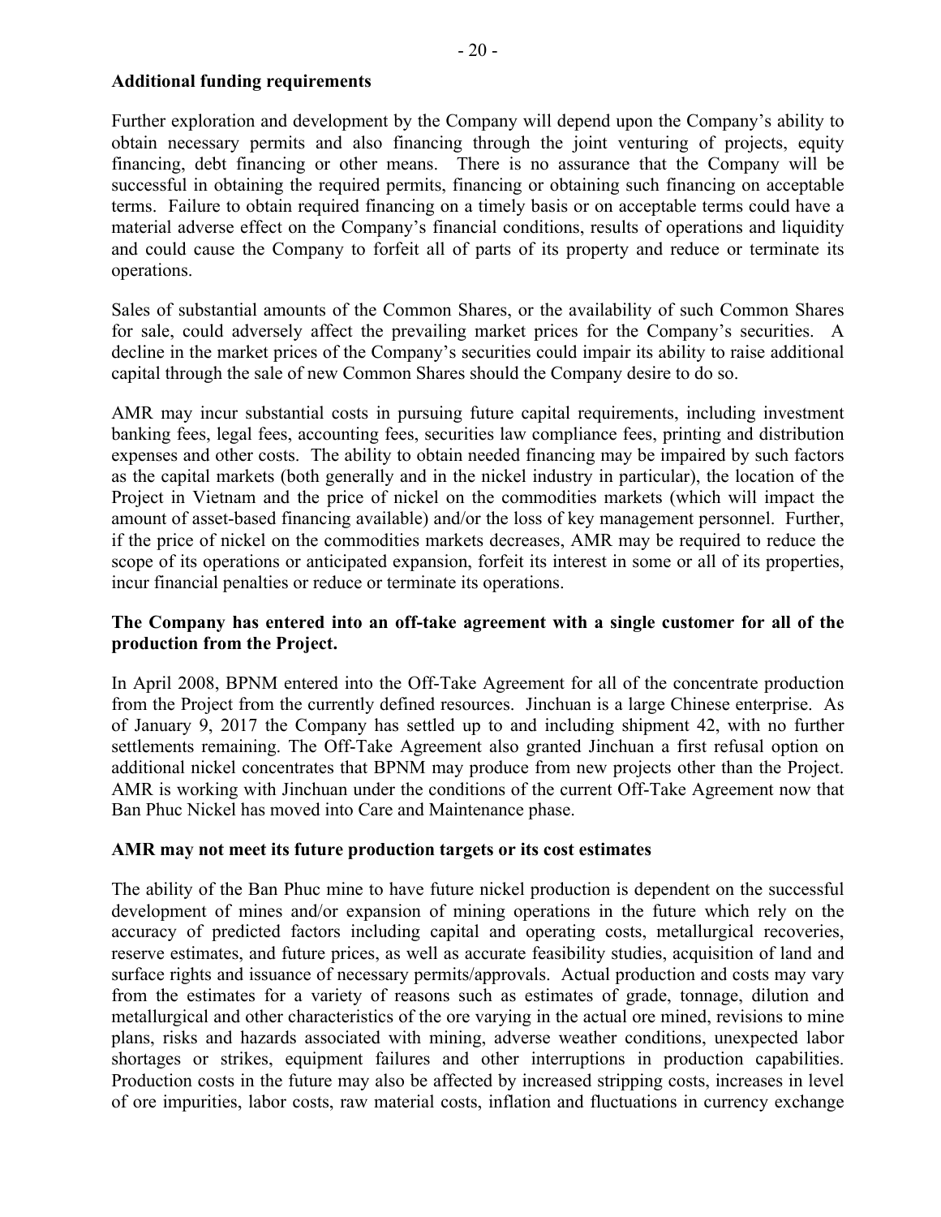**Additional funding requirements**

Further exploration and development by the Company will depend upon the Company's ability to obtain necessary permits and also financing through the joint venturing of projects, equity financing, debt financing or other means. There is no assurance that the Company will be successful in obtaining the required permits, financing or obtaining such financing on acceptable terms. Failure to obtain required financing on a timely basis or on acceptable terms could have a material adverse effect on the Company's financial conditions, results of operations and liquidity and could cause the Company to forfeit all of parts of its property and reduce or terminate its operations.

Sales of substantial amounts of the Common Shares, or the availability of such Common Shares for sale, could adversely affect the prevailing market prices for the Company's securities. A decline in the market prices of the Company's securities could impair its ability to raise additional capital through the sale of new Common Shares should the Company desire to do so.

AMR may incur substantial costs in pursuing future capital requirements, including investment banking fees, legal fees, accounting fees, securities law compliance fees, printing and distribution expenses and other costs. The ability to obtain needed financing may be impaired by such factors as the capital markets (both generally and in the nickel industry in particular), the location of the Project in Vietnam and the price of nickel on the commodities markets (which will impact the amount of asset-based financing available) and/or the loss of key management personnel. Further, if the price of nickel on the commodities markets decreases, AMR may be required to reduce the scope of its operations or anticipated expansion, forfeit its interest in some or all of its properties, incur financial penalties or reduce or terminate its operations.

**The Company has entered into an off-take agreement with a single customer for all of the production from the Project.**

In April 2008, BPNM entered into the Off-Take Agreement for all of the concentrate production from the Project from the currently defined resources. Jinchuan is a large Chinese enterprise. As of January 9, 2017 the Company has settled up to and including shipment 42, with no further settlements remaining. The Off-Take Agreement also granted Jinchuan a first refusal option on additional nickel concentrates that BPNM may produce from new projects other than the Project. AMR is working with Jinchuan under the conditions of the current Off-Take Agreement now that Ban Phuc Nickel has moved into Care and Maintenance phase.

**AMR may not meet its future production targets or its cost estimates**

The ability of the Ban Phuc mine to have future nickel production is dependent on the successful development of mines and/or expansion of mining operations in the future which rely on the accuracy of predicted factors including capital and operating costs, metallurgical recoveries, reserve estimates, and future prices, as well as accurate feasibility studies, acquisition of land and surface rights and issuance of necessary permits/approvals. Actual production and costs may vary from the estimates for a variety of reasons such as estimates of grade, tonnage, dilution and metallurgical and other characteristics of the ore varying in the actual ore mined, revisions to mine plans, risks and hazards associated with mining, adverse weather conditions, unexpected labor shortages or strikes, equipment failures and other interruptions in production capabilities. Production costs in the future may also be affected by increased stripping costs, increases in level of ore impurities, labor costs, raw material costs, inflation and fluctuations in currency exchange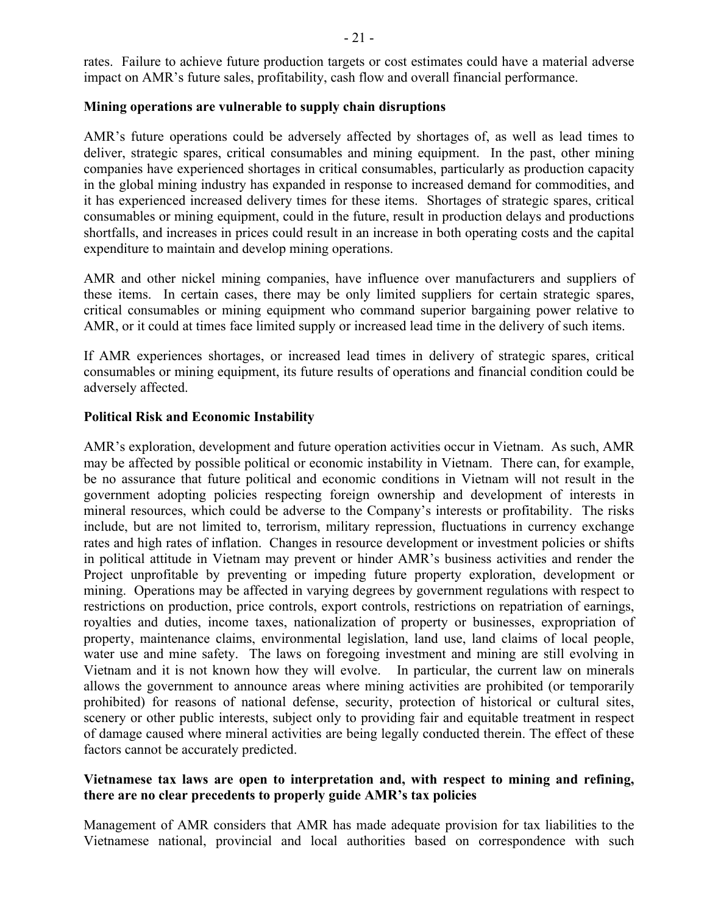rates. Failure to achieve future production targets or cost estimates could have a material adverse impact on AMR's future sales, profitability, cash flow and overall financial performance.

**Mining operations are vulnerable to supply chain disruptions**

AMR's future operations could be adversely affected by shortages of, as well as lead times to deliver, strategic spares, critical consumables and mining equipment. In the past, other mining companies have experienced shortages in critical consumables, particularly as production capacity in the global mining industry has expanded in response to increased demand for commodities, and it has experienced increased delivery times for these items. Shortages of strategic spares, critical consumables or mining equipment, could in the future, result in production delays and productions shortfalls, and increases in prices could result in an increase in both operating costs and the capital expenditure to maintain and develop mining operations.

AMR and other nickel mining companies, have influence over manufacturers and suppliers of these items. In certain cases, there may be only limited suppliers for certain strategic spares, critical consumables or mining equipment who command superior bargaining power relative to AMR, or it could at times face limited supply or increased lead time in the delivery of such items.

If AMR experiences shortages, or increased lead times in delivery of strategic spares, critical consumables or mining equipment, its future results of operations and financial condition could be adversely affected.

**Political Risk and Economic Instability**

AMR's exploration, development and future operation activities occur in Vietnam. As such, AMR may be affected by possible political or economic instability in Vietnam. There can, for example, be no assurance that future political and economic conditions in Vietnam will not result in the government adopting policies respecting foreign ownership and development of interests in mineral resources, which could be adverse to the Company's interests or profitability. The risks include, but are not limited to, terrorism, military repression, fluctuations in currency exchange rates and high rates of inflation. Changes in resource development or investment policies or shifts in political attitude in Vietnam may prevent or hinder AMR's business activities and render the Project unprofitable by preventing or impeding future property exploration, development or mining. Operations may be affected in varying degrees by government regulations with respect to restrictions on production, price controls, export controls, restrictions on repatriation of earnings, royalties and duties, income taxes, nationalization of property or businesses, expropriation of property, maintenance claims, environmental legislation, land use, land claims of local people, water use and mine safety. The laws on foregoing investment and mining are still evolving in Vietnam and it is not known how they will evolve. In particular, the current law on minerals allows the government to announce areas where mining activities are prohibited (or temporarily prohibited) for reasons of national defense, security, protection of historical or cultural sites, scenery or other public interests, subject only to providing fair and equitable treatment in respect of damage caused where mineral activities are being legally conducted therein. The effect of these factors cannot be accurately predicted.

**Vietnamese tax laws are open to interpretation and, with respect to mining and refining, there are no clear precedents to properly guide AMR's tax policies**

Management of AMR considers that AMR has made adequate provision for tax liabilities to the Vietnamese national, provincial and local authorities based on correspondence with such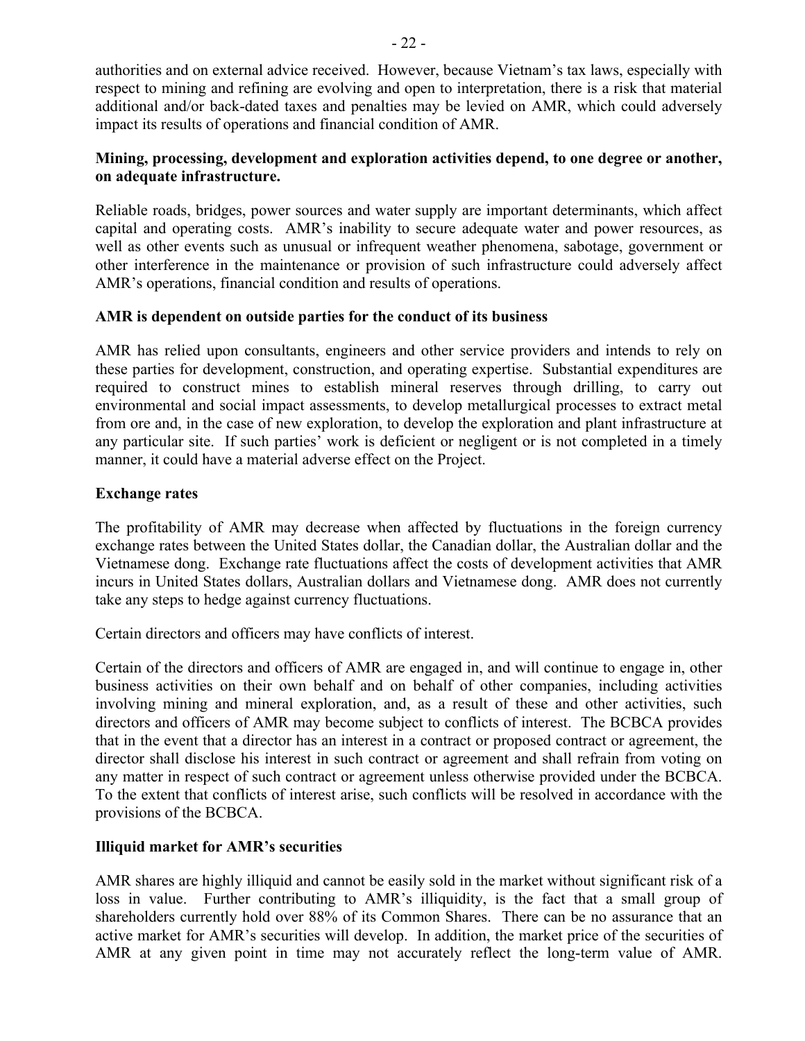authorities and on external advice received. However, because Vietnam's tax laws, especially with respect to mining and refining are evolving and open to interpretation, there is a risk that material additional and/or back-dated taxes and penalties may be levied on AMR, which could adversely impact its results of operations and financial condition of AMR.

**Mining, processing, development and exploration activities depend, to one degree or another, on adequate infrastructure.**

Reliable roads, bridges, power sources and water supply are important determinants, which affect capital and operating costs. AMR's inability to secure adequate water and power resources, as well as other events such as unusual or infrequent weather phenomena, sabotage, government or other interference in the maintenance or provision of such infrastructure could adversely affect AMR's operations, financial condition and results of operations.

**AMR is dependent on outside parties for the conduct of its business**

AMR has relied upon consultants, engineers and other service providers and intends to rely on these parties for development, construction, and operating expertise. Substantial expenditures are required to construct mines to establish mineral reserves through drilling, to carry out environmental and social impact assessments, to develop metallurgical processes to extract metal from ore and, in the case of new exploration, to develop the exploration and plant infrastructure at any particular site. If such parties' work is deficient or negligent or is not completed in a timely manner, it could have a material adverse effect on the Project.

**Exchange rates**

The profitability of AMR may decrease when affected by fluctuations in the foreign currency exchange rates between the United States dollar, the Canadian dollar, the Australian dollar and the Vietnamese dong. Exchange rate fluctuations affect the costs of development activities that AMR incurs in United States dollars, Australian dollars and Vietnamese dong. AMR does not currently take any steps to hedge against currency fluctuations.

Certain directors and officers may have conflicts of interest.

Certain of the directors and officers of AMR are engaged in, and will continue to engage in, other business activities on their own behalf and on behalf of other companies, including activities involving mining and mineral exploration, and, as a result of these and other activities, such directors and officers of AMR may become subject to conflicts of interest. The BCBCA provides that in the event that a director has an interest in a contract or proposed contract or agreement, the director shall disclose his interest in such contract or agreement and shall refrain from voting on any matter in respect of such contract or agreement unless otherwise provided under the BCBCA. To the extent that conflicts of interest arise, such conflicts will be resolved in accordance with the provisions of the BCBCA.

**Illiquid market for AMR's securities**

AMR shares are highly illiquid and cannot be easily sold in the market without significant risk of a loss in value. Further contributing to AMR's illiquidity, is the fact that a small group of shareholders currently hold over 88% of its Common Shares. There can be no assurance that an active market for AMR's securities will develop. In addition, the market price of the securities of AMR at any given point in time may not accurately reflect the long-term value of AMR.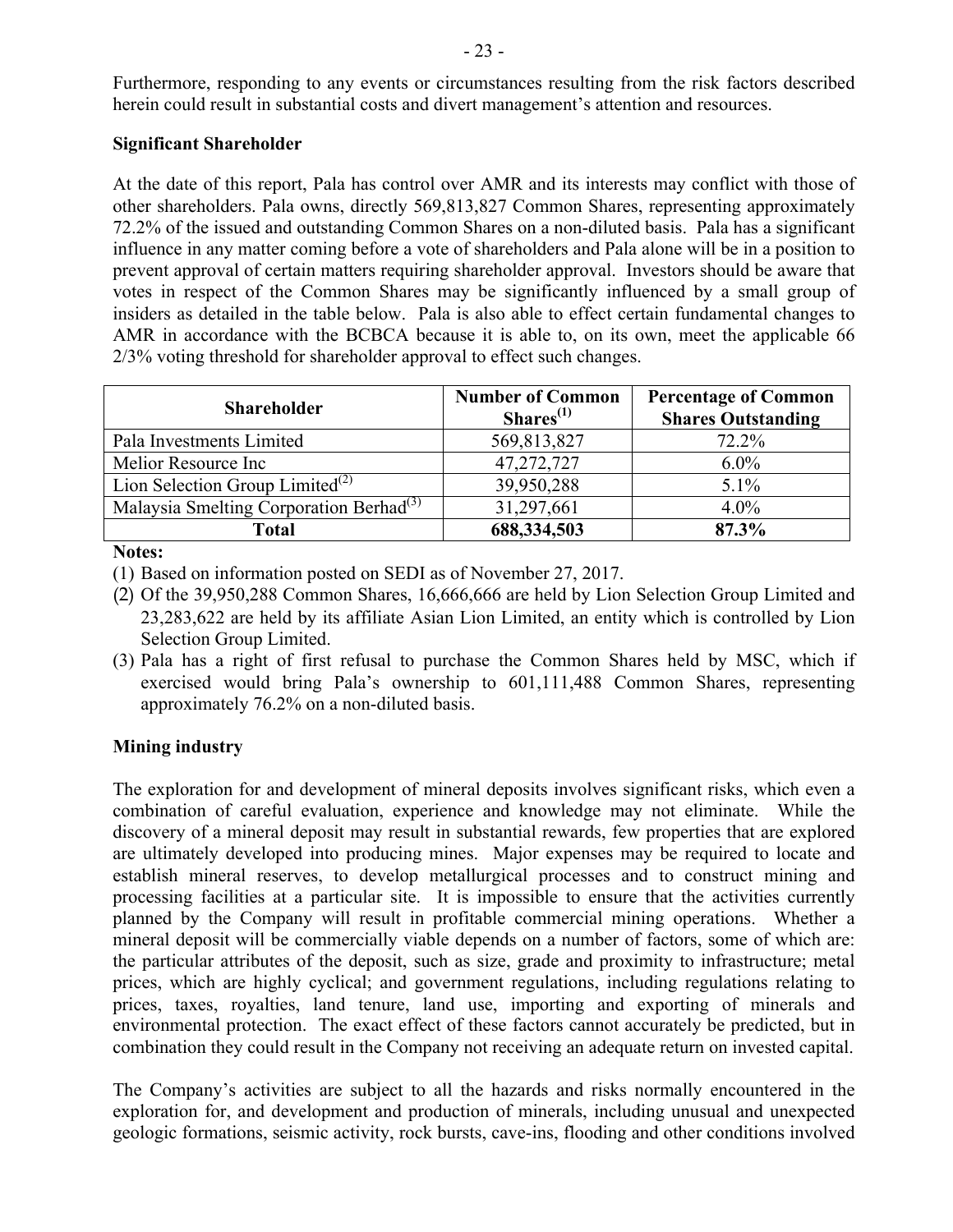Furthermore, responding to any events or circumstances resulting from the risk factors described herein could result in substantial costs and divert management's attention and resources.

**Significant Shareholder**

At the date of this report, Pala has control over AMR and its interests may conflict with those of other shareholders. Pala owns, directly 569,813,827 Common Shares, representing approximately 72.2% of the issued and outstanding Common Shares on a non-diluted basis. Pala has a significant influence in any matter coming before a vote of shareholders and Pala alone will be in a position to prevent approval of certain matters requiring shareholder approval. Investors should be aware that votes in respect of the Common Shares may be significantly influenced by a small group of insiders as detailed in the table below. Pala is also able to effect certain fundamental changes to AMR in accordance with the BCBCA because it is able to, on its own, meet the applicable 66 2/3% voting threshold for shareholder approval to effect such changes.

| Shareholder | Number of Common Shares(1) | Percentage of Common Shares Outstanding |
|---|---|---|
| Pala Investments Limited | 569,813,827 | 72.2% |
| Melior Resource Inc | 47,272,727 | 6.0% |
| Lion Selection Group Limited(2) | 39,950,288 | 5.1% |
| Malaysia Smelting Corporation Berhad(3) | 31,297,661 | 4.0% |
| **Total** | **688,334,503** | **87.3%** |

**Notes:**

(1) Based on information posted on SEDI as of November 27, 2017.

(2) Of the 39,950,288 Common Shares, 16,666,666 are held by Lion Selection Group Limited and 23,283,622 are held by its affiliate Asian Lion Limited, an entity which is controlled by Lion Selection Group Limited.

(3) Pala has a right of first refusal to purchase the Common Shares held by MSC, which if exercised would bring Pala's ownership to 601,111,488 Common Shares, representing approximately 76.2% on a non-diluted basis.

**Mining industry**

The exploration for and development of mineral deposits involves significant risks, which even a combination of careful evaluation, experience and knowledge may not eliminate. While the discovery of a mineral deposit may result in substantial rewards, few properties that are explored are ultimately developed into producing mines. Major expenses may be required to locate and establish mineral reserves, to develop metallurgical processes and to construct mining and processing facilities at a particular site. It is impossible to ensure that the activities currently planned by the Company will result in profitable commercial mining operations. Whether a mineral deposit will be commercially viable depends on a number of factors, some of which are: the particular attributes of the deposit, such as size, grade and proximity to infrastructure; metal prices, which are highly cyclical; and government regulations, including regulations relating to prices, taxes, royalties, land tenure, land use, importing and exporting of minerals and environmental protection. The exact effect of these factors cannot accurately be predicted, but in combination they could result in the Company not receiving an adequate return on invested capital.

The Company's activities are subject to all the hazards and risks normally encountered in the exploration for, and development and production of minerals, including unusual and unexpected geologic formations, seismic activity, rock bursts, cave-ins, flooding and other conditions involved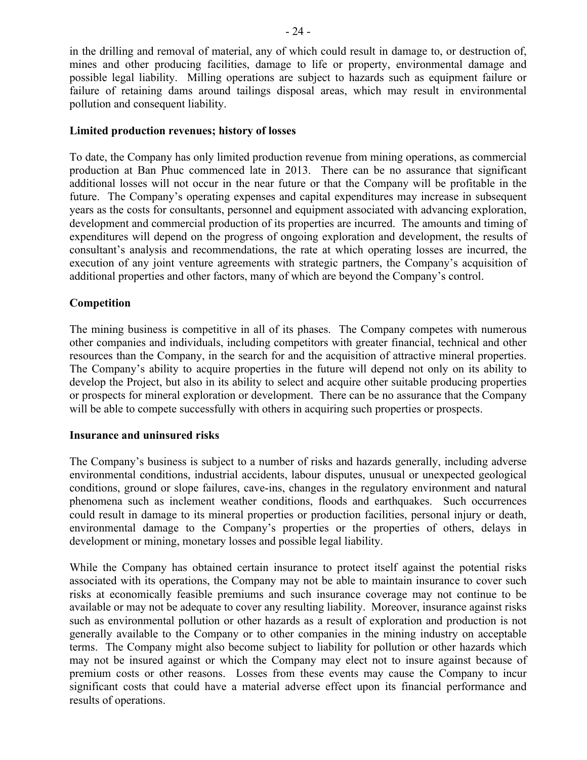in the drilling and removal of material, any of which could result in damage to, or destruction of, mines and other producing facilities, damage to life or property, environmental damage and possible legal liability. Milling operations are subject to hazards such as equipment failure or failure of retaining dams around tailings disposal areas, which may result in environmental pollution and consequent liability.

**Limited production revenues; history of losses**

To date, the Company has only limited production revenue from mining operations, as commercial production at Ban Phuc commenced late in 2013. There can be no assurance that significant additional losses will not occur in the near future or that the Company will be profitable in the future. The Company's operating expenses and capital expenditures may increase in subsequent years as the costs for consultants, personnel and equipment associated with advancing exploration, development and commercial production of its properties are incurred. The amounts and timing of expenditures will depend on the progress of ongoing exploration and development, the results of consultant's analysis and recommendations, the rate at which operating losses are incurred, the execution of any joint venture agreements with strategic partners, the Company's acquisition of additional properties and other factors, many of which are beyond the Company's control.

**Competition**

The mining business is competitive in all of its phases. The Company competes with numerous other companies and individuals, including competitors with greater financial, technical and other resources than the Company, in the search for and the acquisition of attractive mineral properties. The Company's ability to acquire properties in the future will depend not only on its ability to develop the Project, but also in its ability to select and acquire other suitable producing properties or prospects for mineral exploration or development. There can be no assurance that the Company will be able to compete successfully with others in acquiring such properties or prospects.

**Insurance and uninsured risks**

The Company's business is subject to a number of risks and hazards generally, including adverse environmental conditions, industrial accidents, labour disputes, unusual or unexpected geological conditions, ground or slope failures, cave-ins, changes in the regulatory environment and natural phenomena such as inclement weather conditions, floods and earthquakes. Such occurrences could result in damage to its mineral properties or production facilities, personal injury or death, environmental damage to the Company's properties or the properties of others, delays in development or mining, monetary losses and possible legal liability.

While the Company has obtained certain insurance to protect itself against the potential risks associated with its operations, the Company may not be able to maintain insurance to cover such risks at economically feasible premiums and such insurance coverage may not continue to be available or may not be adequate to cover any resulting liability. Moreover, insurance against risks such as environmental pollution or other hazards as a result of exploration and production is not generally available to the Company or to other companies in the mining industry on acceptable terms. The Company might also become subject to liability for pollution or other hazards which may not be insured against or which the Company may elect not to insure against because of premium costs or other reasons. Losses from these events may cause the Company to incur significant costs that could have a material adverse effect upon its financial performance and results of operations.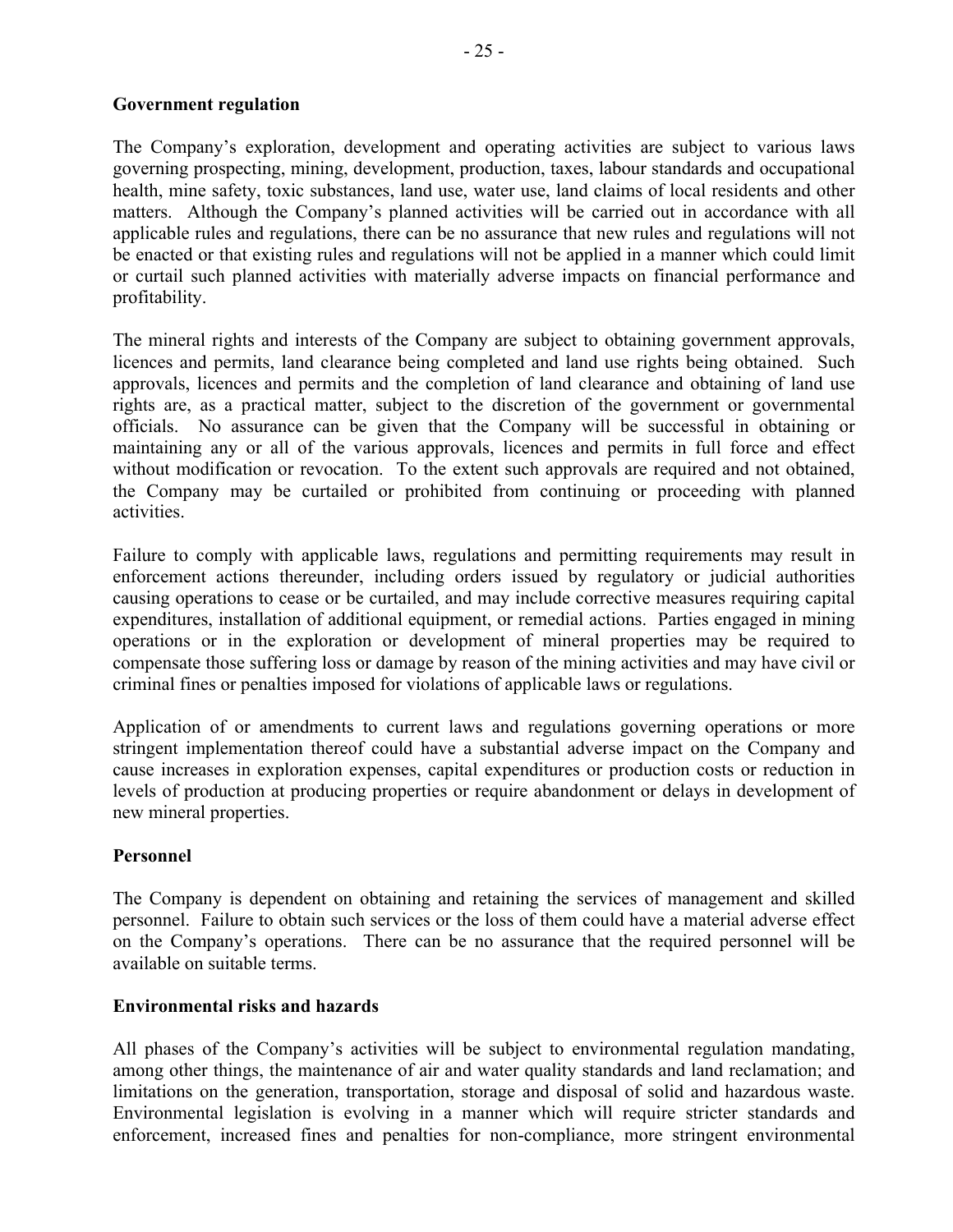**Government regulation**

The Company's exploration, development and operating activities are subject to various laws governing prospecting, mining, development, production, taxes, labour standards and occupational health, mine safety, toxic substances, land use, water use, land claims of local residents and other matters. Although the Company's planned activities will be carried out in accordance with all applicable rules and regulations, there can be no assurance that new rules and regulations will not be enacted or that existing rules and regulations will not be applied in a manner which could limit or curtail such planned activities with materially adverse impacts on financial performance and profitability.

The mineral rights and interests of the Company are subject to obtaining government approvals, licences and permits, land clearance being completed and land use rights being obtained. Such approvals, licences and permits and the completion of land clearance and obtaining of land use rights are, as a practical matter, subject to the discretion of the government or governmental officials. No assurance can be given that the Company will be successful in obtaining or maintaining any or all of the various approvals, licences and permits in full force and effect without modification or revocation. To the extent such approvals are required and not obtained, the Company may be curtailed or prohibited from continuing or proceeding with planned activities.

Failure to comply with applicable laws, regulations and permitting requirements may result in enforcement actions thereunder, including orders issued by regulatory or judicial authorities causing operations to cease or be curtailed, and may include corrective measures requiring capital expenditures, installation of additional equipment, or remedial actions. Parties engaged in mining operations or in the exploration or development of mineral properties may be required to compensate those suffering loss or damage by reason of the mining activities and may have civil or criminal fines or penalties imposed for violations of applicable laws or regulations.

Application of or amendments to current laws and regulations governing operations or more stringent implementation thereof could have a substantial adverse impact on the Company and cause increases in exploration expenses, capital expenditures or production costs or reduction in levels of production at producing properties or require abandonment or delays in development of new mineral properties.

**Personnel**

The Company is dependent on obtaining and retaining the services of management and skilled personnel. Failure to obtain such services or the loss of them could have a material adverse effect on the Company's operations. There can be no assurance that the required personnel will be available on suitable terms.

**Environmental risks and hazards**

All phases of the Company's activities will be subject to environmental regulation mandating, among other things, the maintenance of air and water quality standards and land reclamation; and limitations on the generation, transportation, storage and disposal of solid and hazardous waste. Environmental legislation is evolving in a manner which will require stricter standards and enforcement, increased fines and penalties for non-compliance, more stringent environmental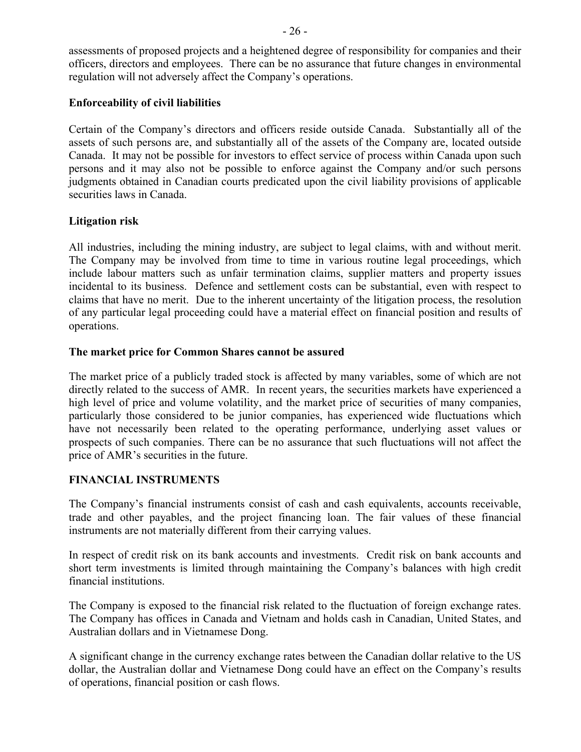assessments of proposed projects and a heightened degree of responsibility for companies and their officers, directors and employees. There can be no assurance that future changes in environmental regulation will not adversely affect the Company's operations.

**Enforceability of civil liabilities**

Certain of the Company's directors and officers reside outside Canada. Substantially all of the assets of such persons are, and substantially all of the assets of the Company are, located outside Canada. It may not be possible for investors to effect service of process within Canada upon such persons and it may also not be possible to enforce against the Company and/or such persons judgments obtained in Canadian courts predicated upon the civil liability provisions of applicable securities laws in Canada.

**Litigation risk**

All industries, including the mining industry, are subject to legal claims, with and without merit. The Company may be involved from time to time in various routine legal proceedings, which include labour matters such as unfair termination claims, supplier matters and property issues incidental to its business. Defence and settlement costs can be substantial, even with respect to claims that have no merit. Due to the inherent uncertainty of the litigation process, the resolution of any particular legal proceeding could have a material effect on financial position and results of operations.

**The market price for Common Shares cannot be assured**

The market price of a publicly traded stock is affected by many variables, some of which are not directly related to the success of AMR. In recent years, the securities markets have experienced a high level of price and volume volatility, and the market price of securities of many companies, particularly those considered to be junior companies, has experienced wide fluctuations which have not necessarily been related to the operating performance, underlying asset values or prospects of such companies. There can be no assurance that such fluctuations will not affect the price of AMR's securities in the future.

## FINANCIAL INSTRUMENTS

The Company's financial instruments consist of cash and cash equivalents, accounts receivable, trade and other payables, and the project financing loan. The fair values of these financial instruments are not materially different from their carrying values.

In respect of credit risk on its bank accounts and investments. Credit risk on bank accounts and short term investments is limited through maintaining the Company's balances with high credit financial institutions.

The Company is exposed to the financial risk related to the fluctuation of foreign exchange rates. The Company has offices in Canada and Vietnam and holds cash in Canadian, United States, and Australian dollars and in Vietnamese Dong.

A significant change in the currency exchange rates between the Canadian dollar relative to the US dollar, the Australian dollar and Vietnamese Dong could have an effect on the Company's results of operations, financial position or cash flows.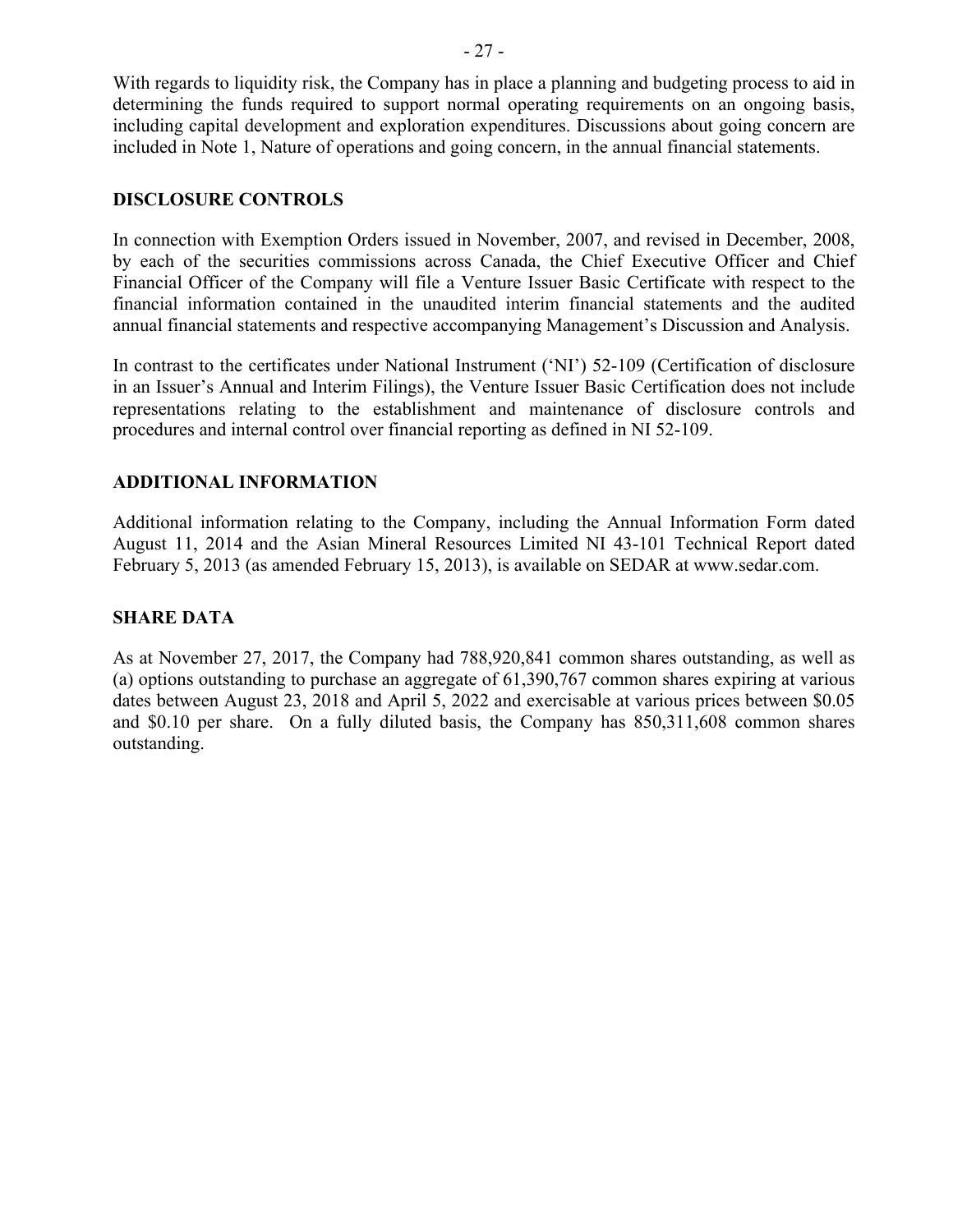With regards to liquidity risk, the Company has in place a planning and budgeting process to aid in determining the funds required to support normal operating requirements on an ongoing basis, including capital development and exploration expenditures. Discussions about going concern are included in Note 1, Nature of operations and going concern, in the annual financial statements.

## DISCLOSURE CONTROLS

In connection with Exemption Orders issued in November, 2007, and revised in December, 2008, by each of the securities commissions across Canada, the Chief Executive Officer and Chief Financial Officer of the Company will file a Venture Issuer Basic Certificate with respect to the financial information contained in the unaudited interim financial statements and the audited annual financial statements and respective accompanying Management's Discussion and Analysis.

In contrast to the certificates under National Instrument ('NI') 52-109 (Certification of disclosure in an Issuer's Annual and Interim Filings), the Venture Issuer Basic Certification does not include representations relating to the establishment and maintenance of disclosure controls and procedures and internal control over financial reporting as defined in NI 52-109.

## ADDITIONAL INFORMATION

Additional information relating to the Company, including the Annual Information Form dated August 11, 2014 and the Asian Mineral Resources Limited NI 43-101 Technical Report dated February 5, 2013 (as amended February 15, 2013), is available on SEDAR at www.sedar.com.

## SHARE DATA

As at November 27, 2017, the Company had 788,920,841 common shares outstanding, as well as (a) options outstanding to purchase an aggregate of 61,390,767 common shares expiring at various dates between August 23, 2018 and April 5, 2022 and exercisable at various prices between $0.05 and $0.10 per share. On a fully diluted basis, the Company has 850,311,608 common shares outstanding.